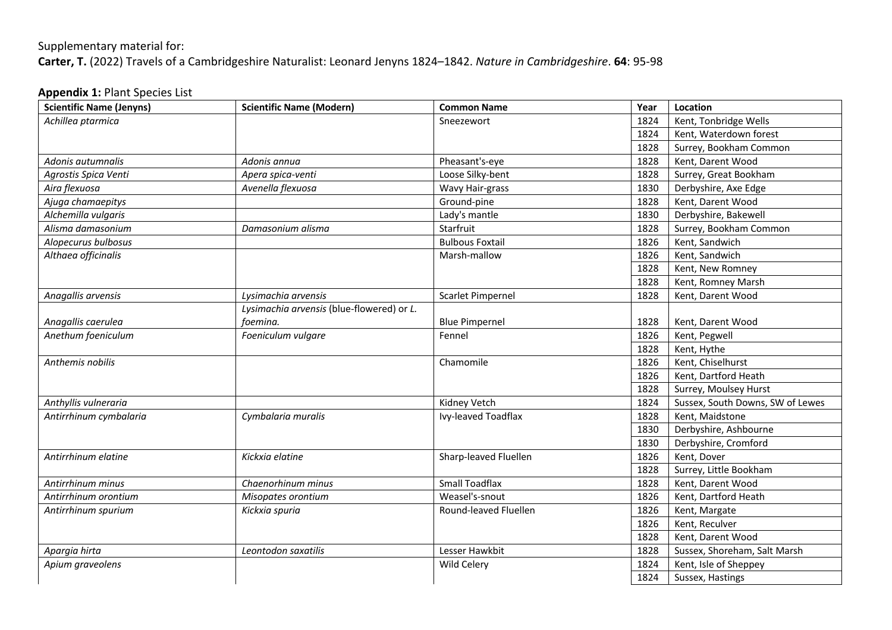Supplementary material for:

**Carter, T.** (2022) Travels of a Cambridgeshire Naturalist: Leonard Jenyns 1824–1842. *Nature in Cambridgeshire*. **64**: 95-98

**Appendix 1:** Plant Species List

| Scientific Name (Jenyns) | Scientific Name (Modern) | Common Name | Year | Location |
|---|---|---|---|---|
| *Achillea ptarmica* | | Sneezewort | 1824 | Kent, Tonbridge Wells |
| | | | 1824 | Kent, Waterdown forest |
| | | | 1828 | Surrey, Bookham Common |
| *Adonis autumnalis* | *Adonis annua* | Pheasant's-eye | 1828 | Kent, Darent Wood |
| *Agrostis Spica Venti* | *Apera spica-venti* | Loose Silky-bent | 1828 | Surrey, Great Bookham |
| *Aira flexuosa* | *Avenella flexuosa* | Wavy Hair-grass | 1830 | Derbyshire, Axe Edge |
| *Ajuga chamaepitys* | | Ground-pine | 1828 | Kent, Darent Wood |
| *Alchemilla vulgaris* | | Lady's mantle | 1830 | Derbyshire, Bakewell |
| *Alisma damasonium* | *Damasonium alisma* | Starfruit | 1828 | Surrey, Bookham Common |
| *Alopecurus bulbosus* | | Bulbous Foxtail | 1826 | Kent, Sandwich |
| *Althaea officinalis* | | Marsh-mallow | 1826 | Kent, Sandwich |
| | | | 1828 | Kent, New Romney |
| | | | 1828 | Kent, Romney Marsh |
| *Anagallis arvensis* | *Lysimachia arvensis* | Scarlet Pimpernel | 1828 | Kent, Darent Wood |
| *Anagallis caerulea* | *Lysimachia arvensis* (blue-flowered) or *L. foemina.* | Blue Pimpernel | 1828 | Kent, Darent Wood |
| *Anethum foeniculum* | *Foeniculum vulgare* | Fennel | 1826 | Kent, Pegwell |
| | | | 1828 | Kent, Hythe |
| *Anthemis nobilis* | | Chamomile | 1826 | Kent, Chiselhurst |
| | | | 1826 | Kent, Dartford Heath |
| | | | 1828 | Surrey, Moulsey Hurst |
| *Anthyllis vulneraria* | | Kidney Vetch | 1824 | Sussex, South Downs, SW of Lewes |
| *Antirrhinum cymbalaria* | *Cymbalaria muralis* | Ivy-leaved Toadflax | 1828 | Kent, Maidstone |
| | | | 1830 | Derbyshire, Ashbourne |
| | | | 1830 | Derbyshire, Cromford |
| *Antirrhinum elatine* | *Kickxia elatine* | Sharp-leaved Fluellen | 1826 | Kent, Dover |
| | | | 1828 | Surrey, Little Bookham |
| *Antirrhinum minus* | *Chaenorhinum minus* | Small Toadflax | 1828 | Kent, Darent Wood |
| *Antirrhinum orontium* | *Misopates orontium* | Weasel's-snout | 1826 | Kent, Dartford Heath |
| *Antirrhinum spurium* | *Kickxia spuria* | Round-leaved Fluellen | 1826 | Kent, Margate |
| | | | 1826 | Kent, Reculver |
| | | | 1828 | Kent, Darent Wood |
| *Apargia hirta* | *Leontodon saxatilis* | Lesser Hawkbit | 1828 | Sussex, Shoreham, Salt Marsh |
| *Apium graveolens* | | Wild Celery | 1824 | Kent, Isle of Sheppey |
| | | | 1824 | Sussex, Hastings |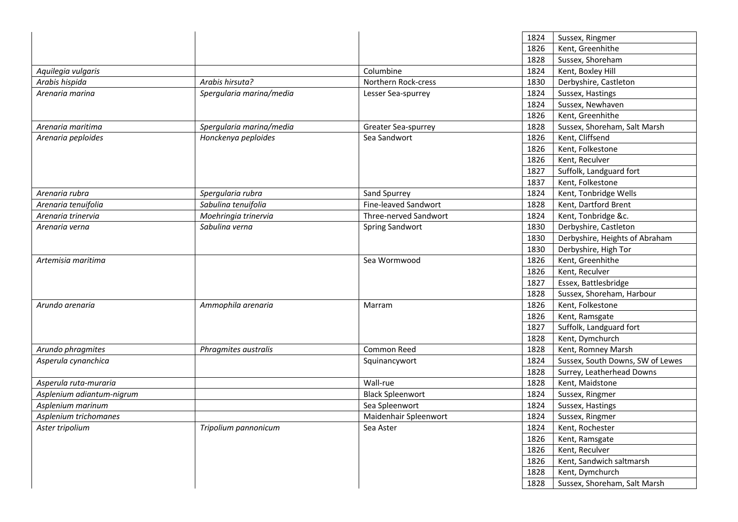| | | | | |
|---|---|---|---|---|
| | | | 1824 | Sussex, Ringmer |
| | | | 1826 | Kent, Greenhithe |
| | | | 1828 | Sussex, Shoreham |
| *Aquilegia vulgaris* | | Columbine | 1824 | Kent, Boxley Hill |
| *Arabis hispida* | *Arabis hirsuta?* | Northern Rock-cress | 1830 | Derbyshire, Castleton |
| *Arenaria marina* | *Spergularia marina/media* | Lesser Sea-spurrey | 1824 | Sussex, Hastings |
| | | | 1824 | Sussex, Newhaven |
| | | | 1826 | Kent, Greenhithe |
| *Arenaria maritima* | *Spergularia marina/media* | Greater Sea-spurrey | 1828 | Sussex, Shoreham, Salt Marsh |
| *Arenaria peploides* | *Honckenya peploides* | Sea Sandwort | 1826 | Kent, Cliffsend |
| | | | 1826 | Kent, Folkestone |
| | | | 1826 | Kent, Reculver |
| | | | 1827 | Suffolk, Landguard fort |
| | | | 1837 | Kent, Folkestone |
| *Arenaria rubra* | *Spergularia rubra* | Sand Spurrey | 1824 | Kent, Tonbridge Wells |
| *Arenaria tenuifolia* | *Sabulina tenuifolia* | Fine-leaved Sandwort | 1828 | Kent, Dartford Brent |
| *Arenaria trinervia* | *Moehringia trinervia* | Three-nerved Sandwort | 1824 | Kent, Tonbridge &c. |
| *Arenaria verna* | *Sabulina verna* | Spring Sandwort | 1830 | Derbyshire, Castleton |
| | | | 1830 | Derbyshire, Heights of Abraham |
| | | | 1830 | Derbyshire, High Tor |
| *Artemisia maritima* | | Sea Wormwood | 1826 | Kent, Greenhithe |
| | | | 1826 | Kent, Reculver |
| | | | 1827 | Essex, Battlesbridge |
| | | | 1828 | Sussex, Shoreham, Harbour |
| *Arundo arenaria* | *Ammophila arenaria* | Marram | 1826 | Kent, Folkestone |
| | | | 1826 | Kent, Ramsgate |
| | | | 1827 | Suffolk, Landguard fort |
| | | | 1828 | Kent, Dymchurch |
| *Arundo phragmites* | *Phragmites australis* | Common Reed | 1828 | Kent, Romney Marsh |
| *Asperula cynanchica* | | Squinancywort | 1824 | Sussex, South Downs, SW of Lewes |
| | | | 1828 | Surrey, Leatherhead Downs |
| *Asperula ruta-muraria* | | Wall-rue | 1828 | Kent, Maidstone |
| *Asplenium adiantum-nigrum* | | Black Spleenwort | 1824 | Sussex, Ringmer |
| *Asplenium marinum* | | Sea Spleenwort | 1824 | Sussex, Hastings |
| *Asplenium trichomanes* | | Maidenhair Spleenwort | 1824 | Sussex, Ringmer |
| *Aster tripolium* | *Tripolium pannonicum* | Sea Aster | 1824 | Kent, Rochester |
| | | | 1826 | Kent, Ramsgate |
| | | | 1826 | Kent, Reculver |
| | | | 1826 | Kent, Sandwich saltmarsh |
| | | | 1828 | Kent, Dymchurch |
| | | | 1828 | Sussex, Shoreham, Salt Marsh |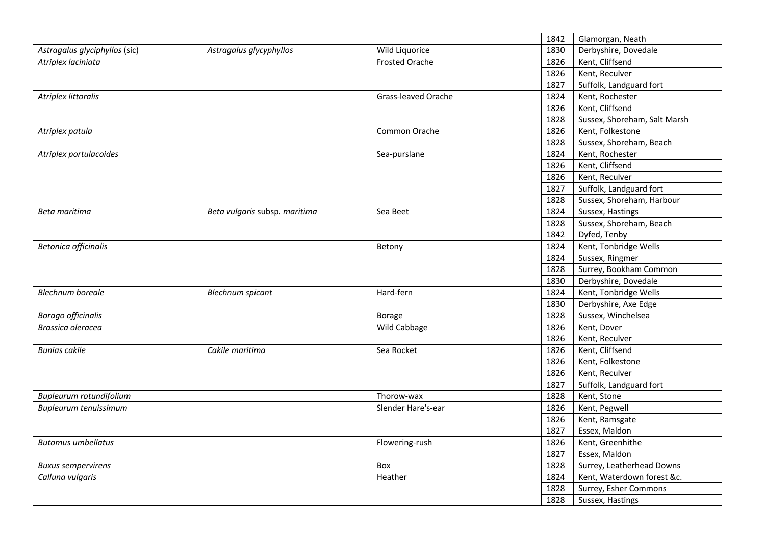| | | | | |
|---|---|---|---|---|
| | | | 1842 | Glamorgan, Neath |
| *Astragalus glyciphyllos* (sic) | *Astragalus glycyphyllos* | Wild Liquorice | 1830 | Derbyshire, Dovedale |
| *Atriplex laciniata* | | Frosted Orache | 1826 | Kent, Cliffsend |
| | | | 1826 | Kent, Reculver |
| | | | 1827 | Suffolk, Landguard fort |
| *Atriplex littoralis* | | Grass-leaved Orache | 1824 | Kent, Rochester |
| | | | 1826 | Kent, Cliffsend |
| | | | 1828 | Sussex, Shoreham, Salt Marsh |
| *Atriplex patula* | | Common Orache | 1826 | Kent, Folkestone |
| | | | 1828 | Sussex, Shoreham, Beach |
| *Atriplex portulacoides* | | Sea-purslane | 1824 | Kent, Rochester |
| | | | 1826 | Kent, Cliffsend |
| | | | 1826 | Kent, Reculver |
| | | | 1827 | Suffolk, Landguard fort |
| | | | 1828 | Sussex, Shoreham, Harbour |
| *Beta maritima* | *Beta vulgaris* subsp. *maritima* | Sea Beet | 1824 | Sussex, Hastings |
| | | | 1828 | Sussex, Shoreham, Beach |
| | | | 1842 | Dyfed, Tenby |
| *Betonica officinalis* | | Betony | 1824 | Kent, Tonbridge Wells |
| | | | 1824 | Sussex, Ringmer |
| | | | 1828 | Surrey, Bookham Common |
| | | | 1830 | Derbyshire, Dovedale |
| *Blechnum boreale* | *Blechnum spicant* | Hard-fern | 1824 | Kent, Tonbridge Wells |
| | | | 1830 | Derbyshire, Axe Edge |
| *Borago officinalis* | | Borage | 1828 | Sussex, Winchelsea |
| *Brassica oleracea* | | Wild Cabbage | 1826 | Kent, Dover |
| | | | 1826 | Kent, Reculver |
| *Bunias cakile* | *Cakile maritima* | Sea Rocket | 1826 | Kent, Cliffsend |
| | | | 1826 | Kent, Folkestone |
| | | | 1826 | Kent, Reculver |
| | | | 1827 | Suffolk, Landguard fort |
| *Bupleurum rotundifolium* | | Thorow-wax | 1828 | Kent, Stone |
| *Bupleurum tenuissimum* | | Slender Hare's-ear | 1826 | Kent, Pegwell |
| | | | 1826 | Kent, Ramsgate |
| | | | 1827 | Essex, Maldon |
| *Butomus umbellatus* | | Flowering-rush | 1826 | Kent, Greenhithe |
| | | | 1827 | Essex, Maldon |
| *Buxus sempervirens* | | Box | 1828 | Surrey, Leatherhead Downs |
| *Calluna vulgaris* | | Heather | 1824 | Kent, Waterdown forest &c. |
| | | | 1828 | Surrey, Esher Commons |
| | | | 1828 | Sussex, Hastings |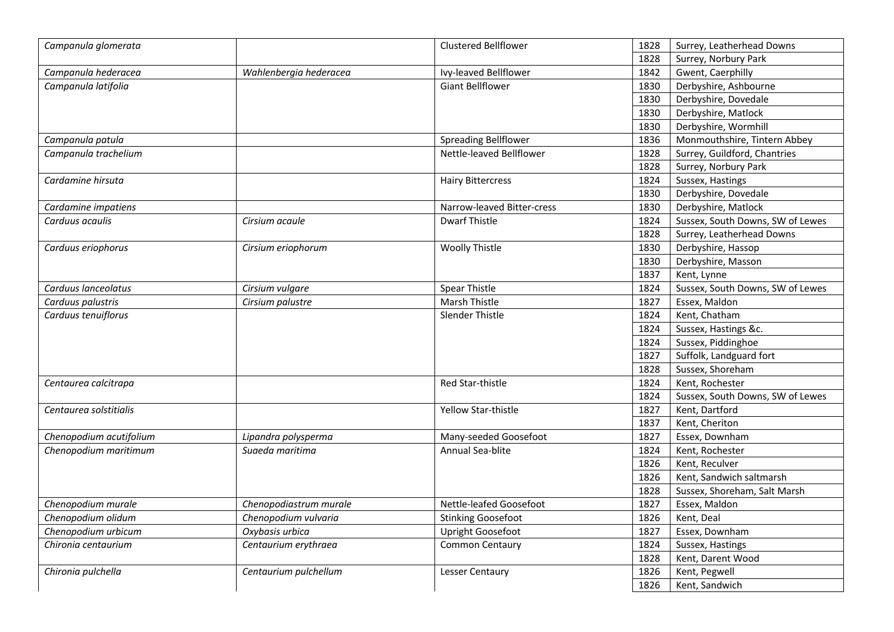| | | | | |
|---|---|---|---|---|
| *Campanula glomerata* | | Clustered Bellflower | 1828 | Surrey, Leatherhead Downs |
| | | | 1828 | Surrey, Norbury Park |
| *Campanula hederacea* | *Wahlenbergia hederacea* | Ivy-leaved Bellflower | 1842 | Gwent, Caerphilly |
| *Campanula latifolia* | | Giant Bellflower | 1830 | Derbyshire, Ashbourne |
| | | | 1830 | Derbyshire, Dovedale |
| | | | 1830 | Derbyshire, Matlock |
| | | | 1830 | Derbyshire, Wormhill |
| *Campanula patula* | | Spreading Bellflower | 1836 | Monmouthshire, Tintern Abbey |
| *Campanula trachelium* | | Nettle-leaved Bellflower | 1828 | Surrey, Guildford, Chantries |
| | | | 1828 | Surrey, Norbury Park |
| *Cardamine hirsuta* | | Hairy Bittercress | 1824 | Sussex, Hastings |
| | | | 1830 | Derbyshire, Dovedale |
| *Cardamine impatiens* | | Narrow-leaved Bitter-cress | 1830 | Derbyshire, Matlock |
| *Carduus acaulis* | *Cirsium acaule* | Dwarf Thistle | 1824 | Sussex, South Downs, SW of Lewes |
| | | | 1828 | Surrey, Leatherhead Downs |
| *Carduus eriophorus* | *Cirsium eriophorum* | Woolly Thistle | 1830 | Derbyshire, Hassop |
| | | | 1830 | Derbyshire, Masson |
| | | | 1837 | Kent, Lynne |
| *Carduus lanceolatus* | *Cirsium vulgare* | Spear Thistle | 1824 | Sussex, South Downs, SW of Lewes |
| *Carduus palustris* | *Cirsium palustre* | Marsh Thistle | 1827 | Essex, Maldon |
| *Carduus tenuiflorus* | | Slender Thistle | 1824 | Kent, Chatham |
| | | | 1824 | Sussex, Hastings &c. |
| | | | 1824 | Sussex, Piddinghoe |
| | | | 1827 | Suffolk, Landguard fort |
| | | | 1828 | Sussex, Shoreham |
| *Centaurea calcitrapa* | | Red Star-thistle | 1824 | Kent, Rochester |
| | | | 1824 | Sussex, South Downs, SW of Lewes |
| *Centaurea solstitialis* | | Yellow Star-thistle | 1827 | Kent, Dartford |
| | | | 1837 | Kent, Cheriton |
| *Chenopodium acutifolium* | *Lipandra polysperma* | Many-seeded Goosefoot | 1827 | Essex, Downham |
| *Chenopodium maritimum* | *Suaeda maritima* | Annual Sea-blite | 1824 | Kent, Rochester |
| | | | 1826 | Kent, Reculver |
| | | | 1826 | Kent, Sandwich saltmarsh |
| | | | 1828 | Sussex, Shoreham, Salt Marsh |
| *Chenopodium murale* | *Chenopodiastrum murale* | Nettle-leafed Goosefoot | 1827 | Essex, Maldon |
| *Chenopodium olidum* | *Chenopodium vulvaria* | Stinking Goosefoot | 1826 | Kent, Deal |
| *Chenopodium urbicum* | *Oxybasis urbica* | Upright Goosefoot | 1827 | Essex, Downham |
| *Chironia centaurium* | *Centaurium erythraea* | Common Centaury | 1824 | Sussex, Hastings |
| | | | 1828 | Kent, Darent Wood |
| *Chironia pulchella* | *Centaurium pulchellum* | Lesser Centaury | 1826 | Kent, Pegwell |
| | | | 1826 | Kent, Sandwich |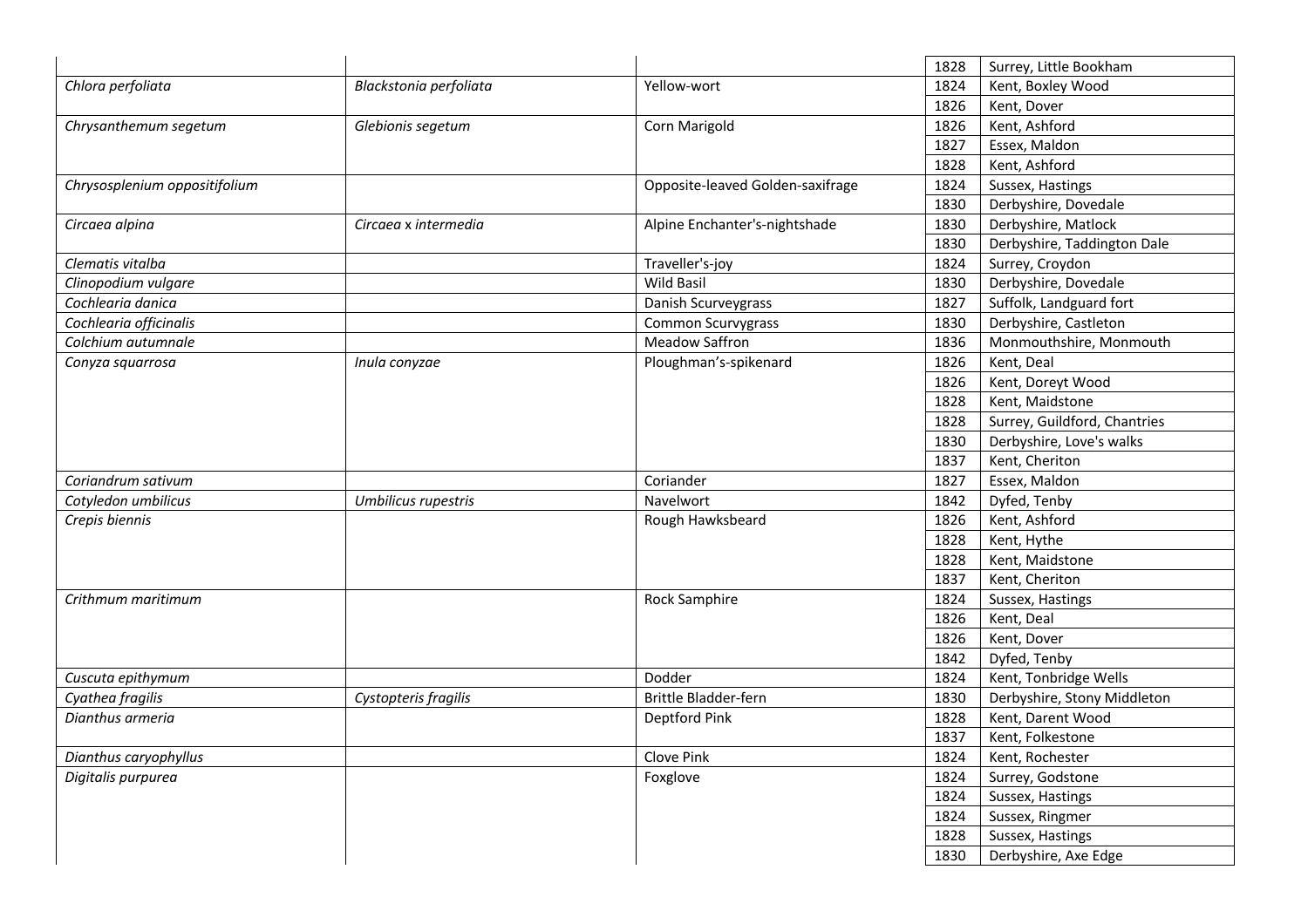| | | | | |
|---|---|---|---|---|
| | | | 1828 | Surrey, Little Bookham |
| *Chlora perfoliata* | *Blackstonia perfoliata* | Yellow-wort | 1824 | Kent, Boxley Wood |
| | | | 1826 | Kent, Dover |
| *Chrysanthemum segetum* | *Glebionis segetum* | Corn Marigold | 1826 | Kent, Ashford |
| | | | 1827 | Essex, Maldon |
| | | | 1828 | Kent, Ashford |
| *Chrysosplenium oppositifolium* | | Opposite-leaved Golden-saxifrage | 1824 | Sussex, Hastings |
| | | | 1830 | Derbyshire, Dovedale |
| *Circaea alpina* | *Circaea* x *intermedia* | Alpine Enchanter's-nightshade | 1830 | Derbyshire, Matlock |
| | | | 1830 | Derbyshire, Taddington Dale |
| *Clematis vitalba* | | Traveller's-joy | 1824 | Surrey, Croydon |
| *Clinopodium vulgare* | | Wild Basil | 1830 | Derbyshire, Dovedale |
| *Cochlearia danica* | | Danish Scurveygrass | 1827 | Suffolk, Landguard fort |
| *Cochlearia officinalis* | | Common Scurvygrass | 1830 | Derbyshire, Castleton |
| *Colchium autumnale* | | Meadow Saffron | 1836 | Monmouthshire, Monmouth |
| *Conyza squarrosa* | *Inula conyzae* | Ploughman's-spikenard | 1826 | Kent, Deal |
| | | | 1826 | Kent, Doreyt Wood |
| | | | 1828 | Kent, Maidstone |
| | | | 1828 | Surrey, Guildford, Chantries |
| | | | 1830 | Derbyshire, Love's walks |
| | | | 1837 | Kent, Cheriton |
| *Coriandrum sativum* | | Coriander | 1827 | Essex, Maldon |
| *Cotyledon umbilicus* | *Umbilicus rupestris* | Navelwort | 1842 | Dyfed, Tenby |
| *Crepis biennis* | | Rough Hawksbeard | 1826 | Kent, Ashford |
| | | | 1828 | Kent, Hythe |
| | | | 1828 | Kent, Maidstone |
| | | | 1837 | Kent, Cheriton |
| *Crithmum maritimum* | | Rock Samphire | 1824 | Sussex, Hastings |
| | | | 1826 | Kent, Deal |
| | | | 1826 | Kent, Dover |
| | | | 1842 | Dyfed, Tenby |
| *Cuscuta epithymum* | | Dodder | 1824 | Kent, Tonbridge Wells |
| *Cyathea fragilis* | *Cystopteris fragilis* | Brittle Bladder-fern | 1830 | Derbyshire, Stony Middleton |
| *Dianthus armeria* | | Deptford Pink | 1828 | Kent, Darent Wood |
| | | | 1837 | Kent, Folkestone |
| *Dianthus caryophyllus* | | Clove Pink | 1824 | Kent, Rochester |
| *Digitalis purpurea* | | Foxglove | 1824 | Surrey, Godstone |
| | | | 1824 | Sussex, Hastings |
| | | | 1824 | Sussex, Ringmer |
| | | | 1828 | Sussex, Hastings |
| | | | 1830 | Derbyshire, Axe Edge |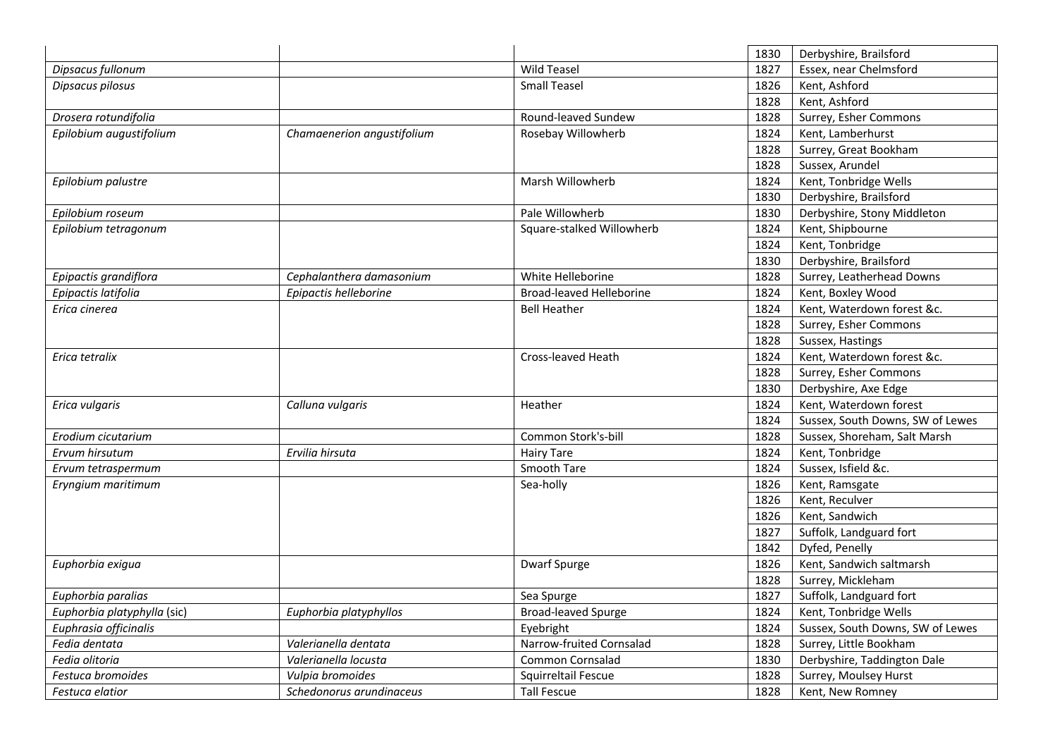| | | | | |
|---|---|---|---|---|
| | | | 1830 | Derbyshire, Brailsford |
| *Dipsacus fullonum* | | Wild Teasel | 1827 | Essex, near Chelmsford |
| *Dipsacus pilosus* | | Small Teasel | 1826 | Kent, Ashford |
| | | | 1828 | Kent, Ashford |
| *Drosera rotundifolia* | | Round-leaved Sundew | 1828 | Surrey, Esher Commons |
| *Epilobium augustifolium* | *Chamaenerion angustifolium* | Rosebay Willowherb | 1824 | Kent, Lamberhurst |
| | | | 1828 | Surrey, Great Bookham |
| | | | 1828 | Sussex, Arundel |
| *Epilobium palustre* | | Marsh Willowherb | 1824 | Kent, Tonbridge Wells |
| | | | 1830 | Derbyshire, Brailsford |
| *Epilobium roseum* | | Pale Willowherb | 1830 | Derbyshire, Stony Middleton |
| *Epilobium tetragonum* | | Square-stalked Willowherb | 1824 | Kent, Shipbourne |
| | | | 1824 | Kent, Tonbridge |
| | | | 1830 | Derbyshire, Brailsford |
| *Epipactis grandiflora* | *Cephalanthera damasonium* | White Helleborine | 1828 | Surrey, Leatherhead Downs |
| *Epipactis latifolia* | *Epipactis helleborine* | Broad-leaved Helleborine | 1824 | Kent, Boxley Wood |
| *Erica cinerea* | | Bell Heather | 1824 | Kent, Waterdown forest &c. |
| | | | 1828 | Surrey, Esher Commons |
| | | | 1828 | Sussex, Hastings |
| *Erica tetralix* | | Cross-leaved Heath | 1824 | Kent, Waterdown forest &c. |
| | | | 1828 | Surrey, Esher Commons |
| | | | 1830 | Derbyshire, Axe Edge |
| *Erica vulgaris* | *Calluna vulgaris* | Heather | 1824 | Kent, Waterdown forest |
| | | | 1824 | Sussex, South Downs, SW of Lewes |
| *Erodium cicutarium* | | Common Stork's-bill | 1828 | Sussex, Shoreham, Salt Marsh |
| *Ervum hirsutum* | *Ervilia hirsuta* | Hairy Tare | 1824 | Kent, Tonbridge |
| *Ervum tetraspermum* | | Smooth Tare | 1824 | Sussex, Isfield &c. |
| *Eryngium maritimum* | | Sea-holly | 1826 | Kent, Ramsgate |
| | | | 1826 | Kent, Reculver |
| | | | 1826 | Kent, Sandwich |
| | | | 1827 | Suffolk, Landguard fort |
| | | | 1842 | Dyfed, Penelly |
| *Euphorbia exigua* | | Dwarf Spurge | 1826 | Kent, Sandwich saltmarsh |
| | | | 1828 | Surrey, Mickleham |
| *Euphorbia paralias* | | Sea Spurge | 1827 | Suffolk, Landguard fort |
| *Euphorbia platyphylla* (sic) | *Euphorbia platyphyllos* | Broad-leaved Spurge | 1824 | Kent, Tonbridge Wells |
| *Euphrasia officinalis* | | Eyebright | 1824 | Sussex, South Downs, SW of Lewes |
| *Fedia dentata* | *Valerianella dentata* | Narrow-fruited Cornsalad | 1828 | Surrey, Little Bookham |
| *Fedia olitoria* | *Valerianella locusta* | Common Cornsalad | 1830 | Derbyshire, Taddington Dale |
| *Festuca bromoides* | *Vulpia bromoides* | Squirreltail Fescue | 1828 | Surrey, Moulsey Hurst |
| *Festuca elatior* | *Schedonorus arundinaceus* | Tall Fescue | 1828 | Kent, New Romney |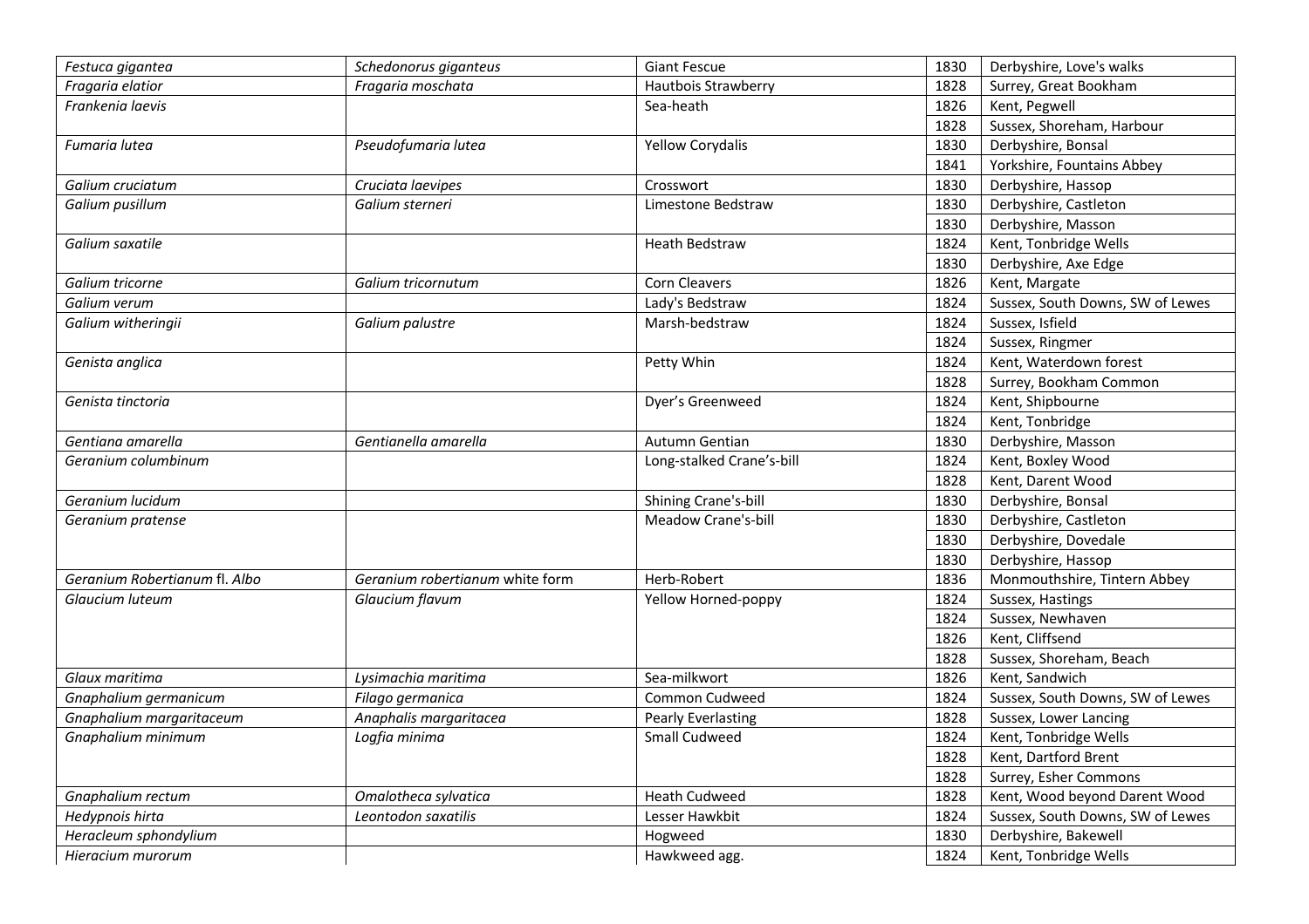| | | | | |
|---|---|---|---|---|
| *Festuca gigantea* | *Schedonorus giganteus* | Giant Fescue | 1830 | Derbyshire, Love's walks |
| *Fragaria elatior* | *Fragaria moschata* | Hautbois Strawberry | 1828 | Surrey, Great Bookham |
| *Frankenia laevis* | | Sea-heath | 1826 | Kent, Pegwell |
| | | | 1828 | Sussex, Shoreham, Harbour |
| *Fumaria lutea* | *Pseudofumaria lutea* | Yellow Corydalis | 1830 | Derbyshire, Bonsal |
| | | | 1841 | Yorkshire, Fountains Abbey |
| *Galium cruciatum* | *Cruciata laevipes* | Crosswort | 1830 | Derbyshire, Hassop |
| *Galium pusillum* | *Galium sterneri* | Limestone Bedstraw | 1830 | Derbyshire, Castleton |
| | | | 1830 | Derbyshire, Masson |
| *Galium saxatile* | | Heath Bedstraw | 1824 | Kent, Tonbridge Wells |
| | | | 1830 | Derbyshire, Axe Edge |
| *Galium tricorne* | *Galium tricornutum* | Corn Cleavers | 1826 | Kent, Margate |
| *Galium verum* | | Lady's Bedstraw | 1824 | Sussex, South Downs, SW of Lewes |
| *Galium witheringii* | *Galium palustre* | Marsh-bedstraw | 1824 | Sussex, Isfield |
| | | | 1824 | Sussex, Ringmer |
| *Genista anglica* | | Petty Whin | 1824 | Kent, Waterdown forest |
| | | | 1828 | Surrey, Bookham Common |
| *Genista tinctoria* | | Dyer's Greenweed | 1824 | Kent, Shipbourne |
| | | | 1824 | Kent, Tonbridge |
| *Gentiana amarella* | *Gentianella amarella* | Autumn Gentian | 1830 | Derbyshire, Masson |
| *Geranium columbinum* | | Long-stalked Crane's-bill | 1824 | Kent, Boxley Wood |
| | | | 1828 | Kent, Darent Wood |
| *Geranium lucidum* | | Shining Crane's-bill | 1830 | Derbyshire, Bonsal |
| *Geranium pratense* | | Meadow Crane's-bill | 1830 | Derbyshire, Castleton |
| | | | 1830 | Derbyshire, Dovedale |
| | | | 1830 | Derbyshire, Hassop |
| *Geranium Robertianum fl. Albo* | *Geranium robertianum white form* | Herb-Robert | 1836 | Monmouthshire, Tintern Abbey |
| *Glaucium luteum* | *Glaucium flavum* | Yellow Horned-poppy | 1824 | Sussex, Hastings |
| | | | 1824 | Sussex, Newhaven |
| | | | 1826 | Kent, Cliffsend |
| | | | 1828 | Sussex, Shoreham, Beach |
| *Glaux maritima* | *Lysimachia maritima* | Sea-milkwort | 1826 | Kent, Sandwich |
| *Gnaphalium germanicum* | *Filago germanica* | Common Cudweed | 1824 | Sussex, South Downs, SW of Lewes |
| *Gnaphalium margaritaceum* | *Anaphalis margaritacea* | Pearly Everlasting | 1828 | Sussex, Lower Lancing |
| *Gnaphalium minimum* | *Logfia minima* | Small Cudweed | 1824 | Kent, Tonbridge Wells |
| | | | 1828 | Kent, Dartford Brent |
| | | | 1828 | Surrey, Esher Commons |
| *Gnaphalium rectum* | *Omalotheca sylvatica* | Heath Cudweed | 1828 | Kent, Wood beyond Darent Wood |
| *Hedypnois hirta* | *Leontodon saxatilis* | Lesser Hawkbit | 1824 | Sussex, South Downs, SW of Lewes |
| *Heracleum sphondylium* | | Hogweed | 1830 | Derbyshire, Bakewell |
| *Hieracium murorum* | | Hawkweed agg. | 1824 | Kent, Tonbridge Wells |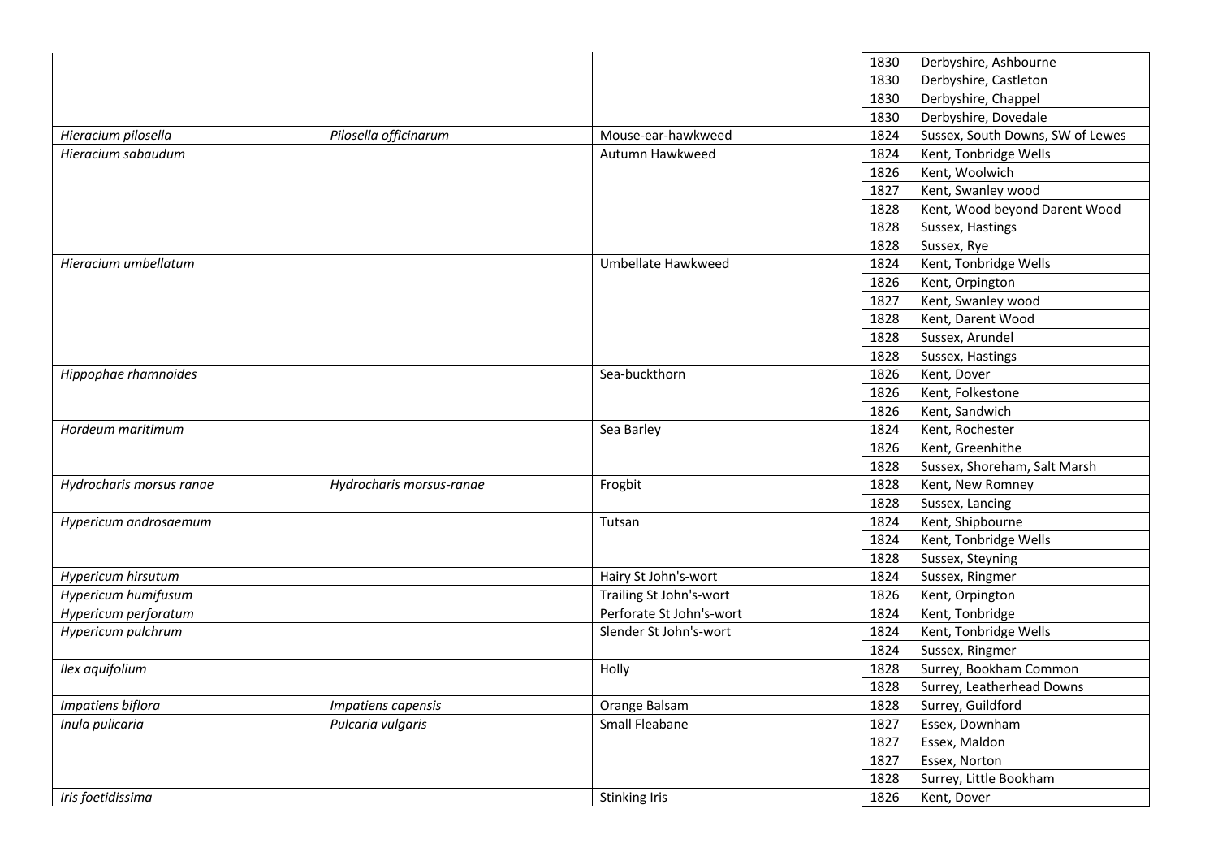|  |  |  | 1830 | Derbyshire, Ashbourne |
|---|---|---|---|---|
|  |  |  | 1830 | Derbyshire, Castleton |
|  |  |  | 1830 | Derbyshire, Chappel |
|  |  |  | 1830 | Derbyshire, Dovedale |
| *Hieracium pilosella* | *Pilosella officinarum* | Mouse-ear-hawkweed | 1824 | Sussex, South Downs, SW of Lewes |
| *Hieracium sabaudum* |  | Autumn Hawkweed | 1824 | Kent, Tonbridge Wells |
|  |  |  | 1826 | Kent, Woolwich |
|  |  |  | 1827 | Kent, Swanley wood |
|  |  |  | 1828 | Kent, Wood beyond Darent Wood |
|  |  |  | 1828 | Sussex, Hastings |
|  |  |  | 1828 | Sussex, Rye |
| *Hieracium umbellatum* |  | Umbellate Hawkweed | 1824 | Kent, Tonbridge Wells |
|  |  |  | 1826 | Kent, Orpington |
|  |  |  | 1827 | Kent, Swanley wood |
|  |  |  | 1828 | Kent, Darent Wood |
|  |  |  | 1828 | Sussex, Arundel |
|  |  |  | 1828 | Sussex, Hastings |
| *Hippophae rhamnoides* |  | Sea-buckthorn | 1826 | Kent, Dover |
|  |  |  | 1826 | Kent, Folkestone |
|  |  |  | 1826 | Kent, Sandwich |
| *Hordeum maritimum* |  | Sea Barley | 1824 | Kent, Rochester |
|  |  |  | 1826 | Kent, Greenhithe |
|  |  |  | 1828 | Sussex, Shoreham, Salt Marsh |
| *Hydrocharis morsus ranae* | *Hydrocharis morsus-ranae* | Frogbit | 1828 | Kent, New Romney |
|  |  |  | 1828 | Sussex, Lancing |
| *Hypericum androsaemum* |  | Tutsan | 1824 | Kent, Shipbourne |
|  |  |  | 1824 | Kent, Tonbridge Wells |
|  |  |  | 1828 | Sussex, Steyning |
| *Hypericum hirsutum* |  | Hairy St John's-wort | 1824 | Sussex, Ringmer |
| *Hypericum humifusum* |  | Trailing St John's-wort | 1826 | Kent, Orpington |
| *Hypericum perforatum* |  | Perforate St John's-wort | 1824 | Kent, Tonbridge |
| *Hypericum pulchrum* |  | Slender St John's-wort | 1824 | Kent, Tonbridge Wells |
|  |  |  | 1824 | Sussex, Ringmer |
| *Ilex aquifolium* |  | Holly | 1828 | Surrey, Bookham Common |
|  |  |  | 1828 | Surrey, Leatherhead Downs |
| *Impatiens biflora* | *Impatiens capensis* | Orange Balsam | 1828 | Surrey, Guildford |
| *Inula pulicaria* | *Pulcaria vulgaris* | Small Fleabane | 1827 | Essex, Downham |
|  |  |  | 1827 | Essex, Maldon |
|  |  |  | 1827 | Essex, Norton |
|  |  |  | 1828 | Surrey, Little Bookham |
| *Iris foetidissima* |  | Stinking Iris | 1826 | Kent, Dover |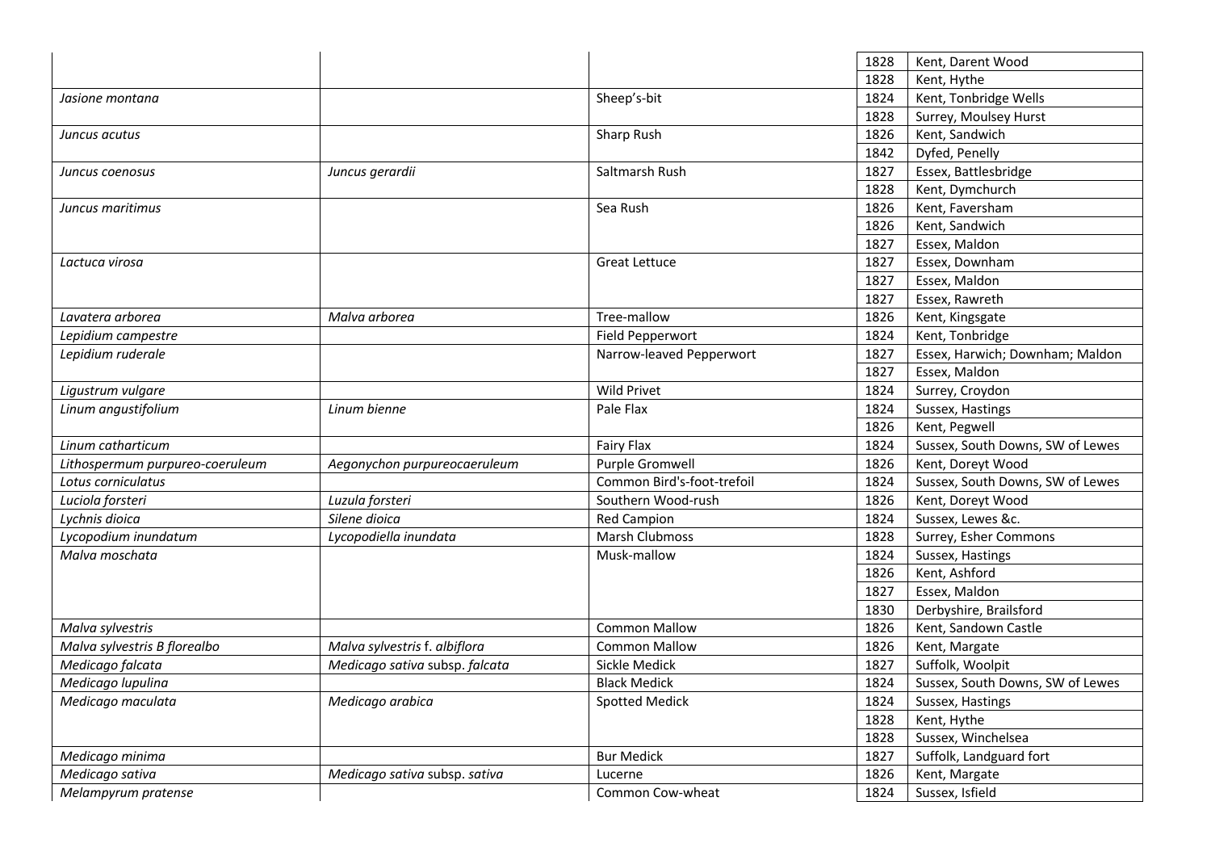| | | | | |
|---|---|---|---|---|
| | | | 1828 | Kent, Darent Wood |
| | | | 1828 | Kent, Hythe |
| *Jasione montana* | | Sheep's-bit | 1824 | Kent, Tonbridge Wells |
| | | | 1828 | Surrey, Moulsey Hurst |
| *Juncus acutus* | | Sharp Rush | 1826 | Kent, Sandwich |
| | | | 1842 | Dyfed, Penelly |
| *Juncus coenosus* | *Juncus gerardii* | Saltmarsh Rush | 1827 | Essex, Battlesbridge |
| | | | 1828 | Kent, Dymchurch |
| *Juncus maritimus* | | Sea Rush | 1826 | Kent, Faversham |
| | | | 1826 | Kent, Sandwich |
| | | | 1827 | Essex, Maldon |
| *Lactuca virosa* | | Great Lettuce | 1827 | Essex, Downham |
| | | | 1827 | Essex, Maldon |
| | | | 1827 | Essex, Rawreth |
| *Lavatera arborea* | *Malva arborea* | Tree-mallow | 1826 | Kent, Kingsgate |
| *Lepidium campestre* | | Field Pepperwort | 1824 | Kent, Tonbridge |
| *Lepidium ruderale* | | Narrow-leaved Pepperwort | 1827 | Essex, Harwich; Downham; Maldon |
| | | | 1827 | Essex, Maldon |
| *Ligustrum vulgare* | | Wild Privet | 1824 | Surrey, Croydon |
| *Linum angustifolium* | *Linum bienne* | Pale Flax | 1824 | Sussex, Hastings |
| | | | 1826 | Kent, Pegwell |
| *Linum catharticum* | | Fairy Flax | 1824 | Sussex, South Downs, SW of Lewes |
| *Lithospermum purpureo-coeruleum* | *Aegonychon purpureocaeruleum* | Purple Gromwell | 1826 | Kent, Doreyt Wood |
| *Lotus corniculatus* | | Common Bird's-foot-trefoil | 1824 | Sussex, South Downs, SW of Lewes |
| *Luciola forsteri* | *Luzula forsteri* | Southern Wood-rush | 1826 | Kent, Doreyt Wood |
| *Lychnis dioica* | *Silene dioica* | Red Campion | 1824 | Sussex, Lewes &c. |
| *Lycopodium inundatum* | *Lycopodiella inundata* | Marsh Clubmoss | 1828 | Surrey, Esher Commons |
| *Malva moschata* | | Musk-mallow | 1824 | Sussex, Hastings |
| | | | 1826 | Kent, Ashford |
| | | | 1827 | Essex, Maldon |
| | | | 1830 | Derbyshire, Brailsford |
| *Malva sylvestris* | | Common Mallow | 1826 | Kent, Sandown Castle |
| *Malva sylvestris B florealbo* | *Malva sylvestris* f. *albiflora* | Common Mallow | 1826 | Kent, Margate |
| *Medicago falcata* | *Medicago sativa* subsp. *falcata* | Sickle Medick | 1827 | Suffolk, Woolpit |
| *Medicago lupulina* | | Black Medick | 1824 | Sussex, South Downs, SW of Lewes |
| *Medicago maculata* | *Medicago arabica* | Spotted Medick | 1824 | Sussex, Hastings |
| | | | 1828 | Kent, Hythe |
| | | | 1828 | Sussex, Winchelsea |
| *Medicago minima* | | Bur Medick | 1827 | Suffolk, Landguard fort |
| *Medicago sativa* | *Medicago sativa* subsp. *sativa* | Lucerne | 1826 | Kent, Margate |
| *Melampyrum pratense* | | Common Cow-wheat | 1824 | Sussex, Isfield |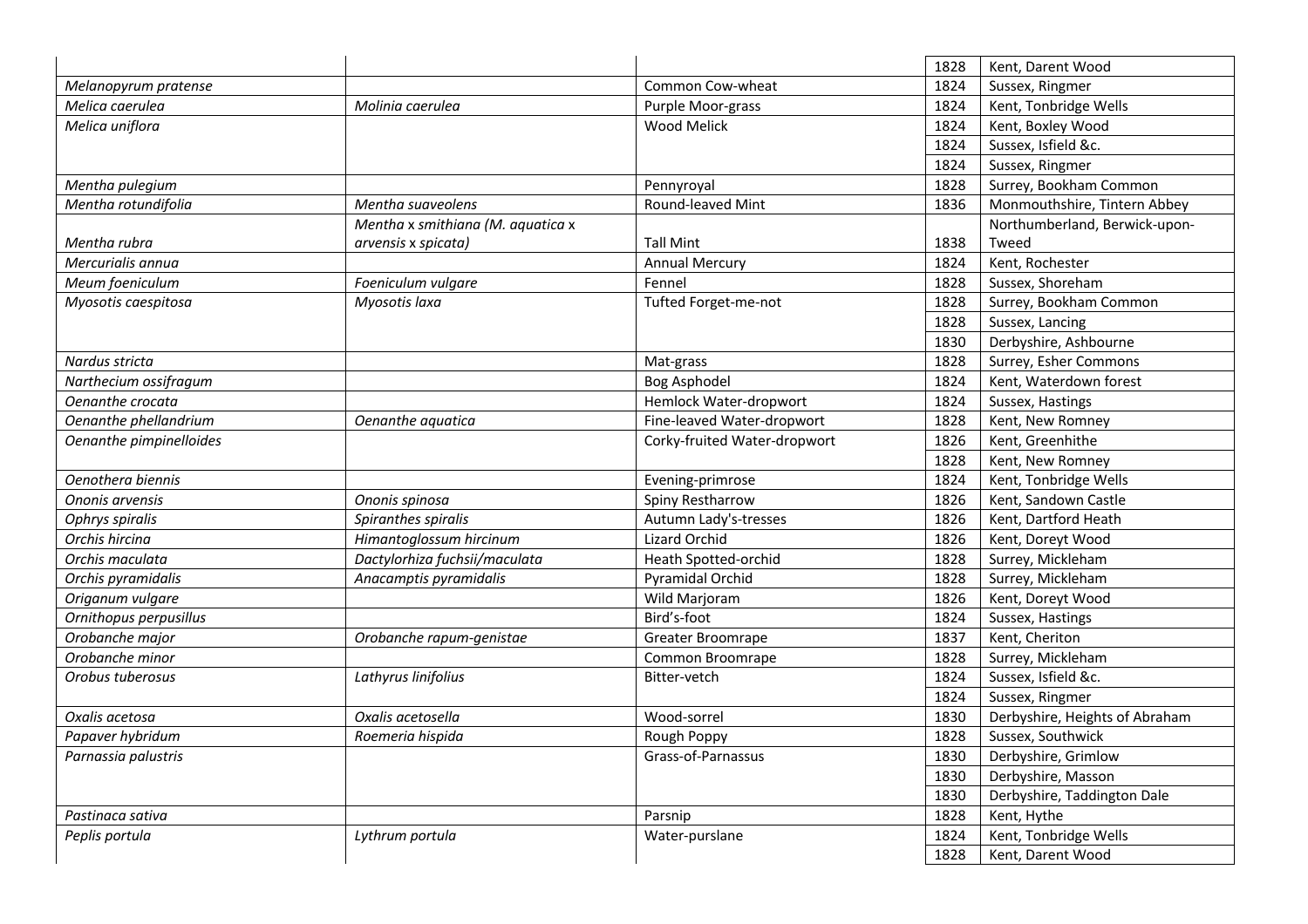| | | | | |
|---|---|---|---|---|
| | | | 1828 | Kent, Darent Wood |
| *Melanopyrum pratense* | | Common Cow-wheat | 1824 | Sussex, Ringmer |
| *Melica caerulea* | *Molinia caerulea* | Purple Moor-grass | 1824 | Kent, Tonbridge Wells |
| *Melica uniflora* | | Wood Melick | 1824 | Kent, Boxley Wood |
| | | | 1824 | Sussex, Isfield &c. |
| | | | 1824 | Sussex, Ringmer |
| *Mentha pulegium* | | Pennyroyal | 1828 | Surrey, Bookham Common |
| *Mentha rotundifolia* | *Mentha suaveolens* | Round-leaved Mint | 1836 | Monmouthshire, Tintern Abbey |
| *Mentha rubra* | *Mentha* x *smithiana (M. aquatica* x *arvensis* x *spicata)* | Tall Mint | 1838 | Northumberland, Berwick-upon-Tweed |
| *Mercurialis annua* | | Annual Mercury | 1824 | Kent, Rochester |
| *Meum foeniculum* | *Foeniculum vulgare* | Fennel | 1828 | Sussex, Shoreham |
| *Myosotis caespitosa* | *Myosotis laxa* | Tufted Forget-me-not | 1828 | Surrey, Bookham Common |
| | | | 1828 | Sussex, Lancing |
| | | | 1830 | Derbyshire, Ashbourne |
| *Nardus stricta* | | Mat-grass | 1828 | Surrey, Esher Commons |
| *Narthecium ossifragum* | | Bog Asphodel | 1824 | Kent, Waterdown forest |
| *Oenanthe crocata* | | Hemlock Water-dropwort | 1824 | Sussex, Hastings |
| *Oenanthe phellandrium* | *Oenanthe aquatica* | Fine-leaved Water-dropwort | 1828 | Kent, New Romney |
| *Oenanthe pimpinelloides* | | Corky-fruited Water-dropwort | 1826 | Kent, Greenhithe |
| | | | 1828 | Kent, New Romney |
| *Oenothera biennis* | | Evening-primrose | 1824 | Kent, Tonbridge Wells |
| *Ononis arvensis* | *Ononis spinosa* | Spiny Restharrow | 1826 | Kent, Sandown Castle |
| *Ophrys spiralis* | *Spiranthes spiralis* | Autumn Lady's-tresses | 1826 | Kent, Dartford Heath |
| *Orchis hircina* | *Himantoglossum hircinum* | Lizard Orchid | 1826 | Kent, Doreyt Wood |
| *Orchis maculata* | *Dactylorhiza fuchsii/maculata* | Heath Spotted-orchid | 1828 | Surrey, Mickleham |
| *Orchis pyramidalis* | *Anacamptis pyramidalis* | Pyramidal Orchid | 1828 | Surrey, Mickleham |
| *Origanum vulgare* | | Wild Marjoram | 1826 | Kent, Doreyt Wood |
| *Ornithopus perpusillus* | | Bird's-foot | 1824 | Sussex, Hastings |
| *Orobanche major* | *Orobanche rapum-genistae* | Greater Broomrape | 1837 | Kent, Cheriton |
| *Orobanche minor* | | Common Broomrape | 1828 | Surrey, Mickleham |
| *Orobus tuberosus* | *Lathyrus linifolius* | Bitter-vetch | 1824 | Sussex, Isfield &c. |
| | | | 1824 | Sussex, Ringmer |
| *Oxalis acetosa* | *Oxalis acetosella* | Wood-sorrel | 1830 | Derbyshire, Heights of Abraham |
| *Papaver hybridum* | *Roemeria hispida* | Rough Poppy | 1828 | Sussex, Southwick |
| *Parnassia palustris* | | Grass-of-Parnassus | 1830 | Derbyshire, Grimlow |
| | | | 1830 | Derbyshire, Masson |
| | | | 1830 | Derbyshire, Taddington Dale |
| *Pastinaca sativa* | | Parsnip | 1828 | Kent, Hythe |
| *Peplis portula* | *Lythrum portula* | Water-purslane | 1824 | Kent, Tonbridge Wells |
| | | | 1828 | Kent, Darent Wood |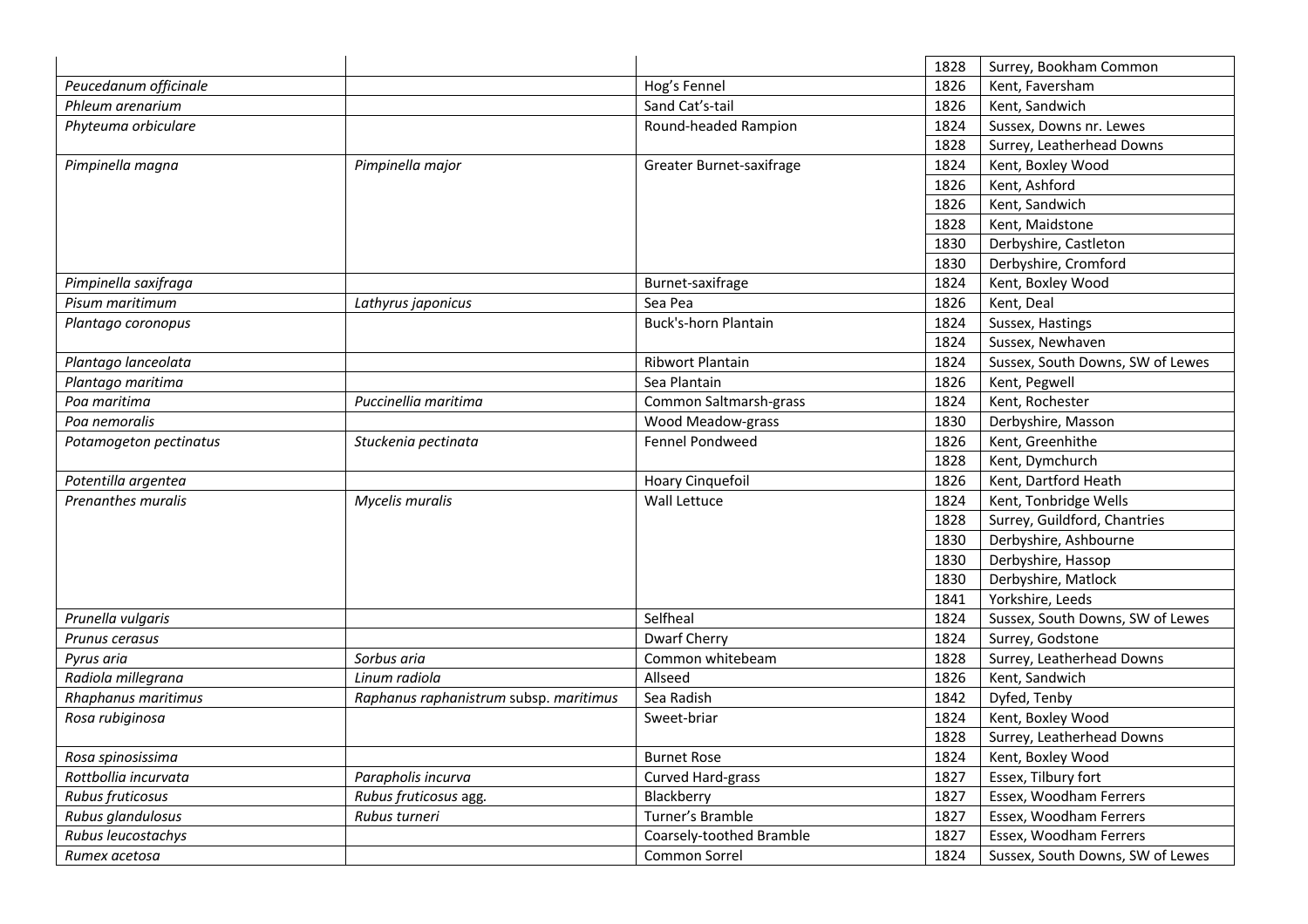| | | | | |
|---|---|---|---|---|
| | | | 1828 | Surrey, Bookham Common |
| *Peucedanum officinale* | | Hog's Fennel | 1826 | Kent, Faversham |
| *Phleum arenarium* | | Sand Cat's-tail | 1826 | Kent, Sandwich |
| *Phyteuma orbiculare* | | Round-headed Rampion | 1824 | Sussex, Downs nr. Lewes |
| | | | 1828 | Surrey, Leatherhead Downs |
| *Pimpinella magna* | *Pimpinella major* | Greater Burnet-saxifrage | 1824 | Kent, Boxley Wood |
| | | | 1826 | Kent, Ashford |
| | | | 1826 | Kent, Sandwich |
| | | | 1828 | Kent, Maidstone |
| | | | 1830 | Derbyshire, Castleton |
| | | | 1830 | Derbyshire, Cromford |
| *Pimpinella saxifraga* | | Burnet-saxifrage | 1824 | Kent, Boxley Wood |
| *Pisum maritimum* | *Lathyrus japonicus* | Sea Pea | 1826 | Kent, Deal |
| *Plantago coronopus* | | Buck's-horn Plantain | 1824 | Sussex, Hastings |
| | | | 1824 | Sussex, Newhaven |
| *Plantago lanceolata* | | Ribwort Plantain | 1824 | Sussex, South Downs, SW of Lewes |
| *Plantago maritima* | | Sea Plantain | 1826 | Kent, Pegwell |
| *Poa maritima* | *Puccinellia maritima* | Common Saltmarsh-grass | 1824 | Kent, Rochester |
| *Poa nemoralis* | | Wood Meadow-grass | 1830 | Derbyshire, Masson |
| *Potamogeton pectinatus* | *Stuckenia pectinata* | Fennel Pondweed | 1826 | Kent, Greenhithe |
| | | | 1828 | Kent, Dymchurch |
| *Potentilla argentea* | | Hoary Cinquefoil | 1826 | Kent, Dartford Heath |
| *Prenanthes muralis* | *Mycelis muralis* | Wall Lettuce | 1824 | Kent, Tonbridge Wells |
| | | | 1828 | Surrey, Guildford, Chantries |
| | | | 1830 | Derbyshire, Ashbourne |
| | | | 1830 | Derbyshire, Hassop |
| | | | 1830 | Derbyshire, Matlock |
| | | | 1841 | Yorkshire, Leeds |
| *Prunella vulgaris* | | Selfheal | 1824 | Sussex, South Downs, SW of Lewes |
| *Prunus cerasus* | | Dwarf Cherry | 1824 | Surrey, Godstone |
| *Pyrus aria* | *Sorbus aria* | Common whitebeam | 1828 | Surrey, Leatherhead Downs |
| *Radiola millegrana* | *Linum radiola* | Allseed | 1826 | Kent, Sandwich |
| *Rhaphanus maritimus* | *Raphanus raphanistrum* subsp. *maritimus* | Sea Radish | 1842 | Dyfed, Tenby |
| *Rosa rubiginosa* | | Sweet-briar | 1824 | Kent, Boxley Wood |
| | | | 1828 | Surrey, Leatherhead Downs |
| *Rosa spinosissima* | | Burnet Rose | 1824 | Kent, Boxley Wood |
| *Rottbollia incurvata* | *Parapholis incurva* | Curved Hard-grass | 1827 | Essex, Tilbury fort |
| *Rubus fruticosus* | *Rubus fruticosus* agg. | Blackberry | 1827 | Essex, Woodham Ferrers |
| *Rubus glandulosus* | *Rubus turneri* | Turner's Bramble | 1827 | Essex, Woodham Ferrers |
| *Rubus leucostachys* | | Coarsely-toothed Bramble | 1827 | Essex, Woodham Ferrers |
| *Rumex acetosa* | | Common Sorrel | 1824 | Sussex, South Downs, SW of Lewes |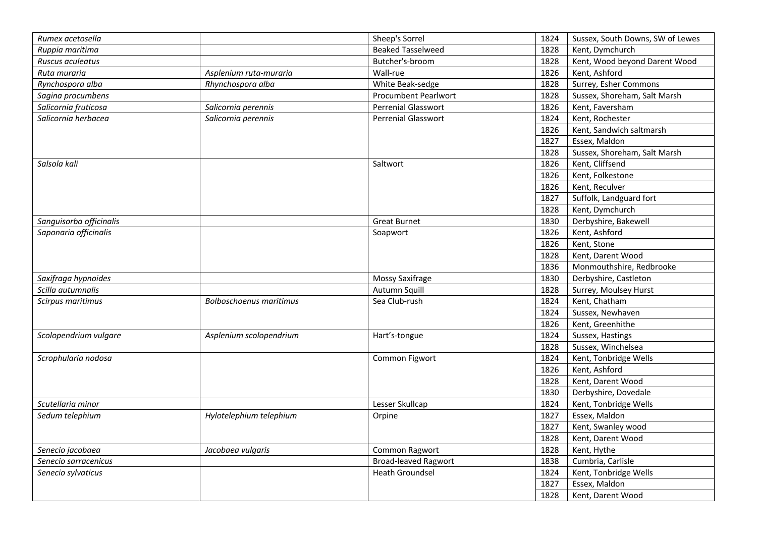| | | | | |
|---|---|---|---|---|
| *Rumex acetosella* | | Sheep's Sorrel | 1824 | Sussex, South Downs, SW of Lewes |
| *Ruppia maritima* | | Beaked Tasselweed | 1828 | Kent, Dymchurch |
| *Ruscus aculeatus* | | Butcher's-broom | 1828 | Kent, Wood beyond Darent Wood |
| *Ruta muraria* | *Asplenium ruta-muraria* | Wall-rue | 1826 | Kent, Ashford |
| *Rynchospora alba* | *Rhynchospora alba* | White Beak-sedge | 1828 | Surrey, Esher Commons |
| *Sagina procumbens* | | Procumbent Pearlwort | 1828 | Sussex, Shoreham, Salt Marsh |
| *Salicornia fruticosa* | *Salicornia perennis* | Perrenial Glasswort | 1826 | Kent, Faversham |
| *Salicornia herbacea* | *Salicornia perennis* | Perrenial Glasswort | 1824 | Kent, Rochester |
| | | | 1826 | Kent, Sandwich saltmarsh |
| | | | 1827 | Essex, Maldon |
| | | | 1828 | Sussex, Shoreham, Salt Marsh |
| *Salsola kali* | | Saltwort | 1826 | Kent, Cliffsend |
| | | | 1826 | Kent, Folkestone |
| | | | 1826 | Kent, Reculver |
| | | | 1827 | Suffolk, Landguard fort |
| | | | 1828 | Kent, Dymchurch |
| *Sanguisorba officinalis* | | Great Burnet | 1830 | Derbyshire, Bakewell |
| *Saponaria officinalis* | | Soapwort | 1826 | Kent, Ashford |
| | | | 1826 | Kent, Stone |
| | | | 1828 | Kent, Darent Wood |
| | | | 1836 | Monmouthshire, Redbrooke |
| *Saxifraga hypnoides* | | Mossy Saxifrage | 1830 | Derbyshire, Castleton |
| *Scilla autumnalis* | | Autumn Squill | 1828 | Surrey, Moulsey Hurst |
| *Scirpus maritimus* | *Bolboschoenus maritimus* | Sea Club-rush | 1824 | Kent, Chatham |
| | | | 1824 | Sussex, Newhaven |
| | | | 1826 | Kent, Greenhithe |
| *Scolopendrium vulgare* | *Asplenium scolopendrium* | Hart's-tongue | 1824 | Sussex, Hastings |
| | | | 1828 | Sussex, Winchelsea |
| *Scrophularia nodosa* | | Common Figwort | 1824 | Kent, Tonbridge Wells |
| | | | 1826 | Kent, Ashford |
| | | | 1828 | Kent, Darent Wood |
| | | | 1830 | Derbyshire, Dovedale |
| *Scutellaria minor* | | Lesser Skullcap | 1824 | Kent, Tonbridge Wells |
| *Sedum telephium* | *Hylotelephium telephium* | Orpine | 1827 | Essex, Maldon |
| | | | 1827 | Kent, Swanley wood |
| | | | 1828 | Kent, Darent Wood |
| *Senecio jacobaea* | *Jacobaea vulgaris* | Common Ragwort | 1828 | Kent, Hythe |
| *Senecio sarracenicus* | | Broad-leaved Ragwort | 1838 | Cumbria, Carlisle |
| *Senecio sylvaticus* | | Heath Groundsel | 1824 | Kent, Tonbridge Wells |
| | | | 1827 | Essex, Maldon |
| | | | 1828 | Kent, Darent Wood |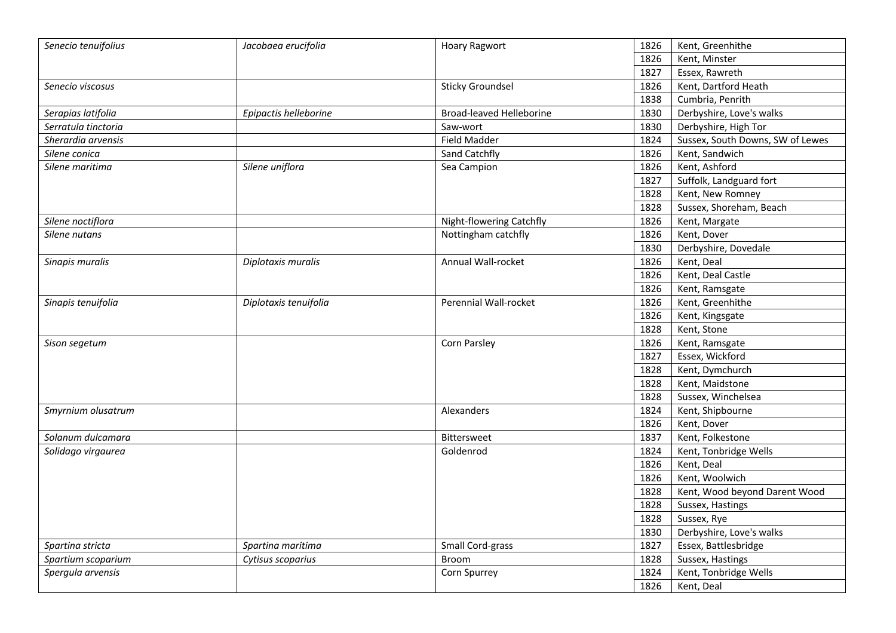| | | | | |
|---|---|---|---|---|
| *Senecio tenuifolius* | *Jacobaea erucifolia* | Hoary Ragwort | 1826 | Kent, Greenhithe |
| | | | 1826 | Kent, Minster |
| | | | 1827 | Essex, Rawreth |
| *Senecio viscosus* | | Sticky Groundsel | 1826 | Kent, Dartford Heath |
| | | | 1838 | Cumbria, Penrith |
| *Serapias latifolia* | *Epipactis helleborine* | Broad-leaved Helleborine | 1830 | Derbyshire, Love's walks |
| *Serratula tinctoria* | | Saw-wort | 1830 | Derbyshire, High Tor |
| *Sherardia arvensis* | | Field Madder | 1824 | Sussex, South Downs, SW of Lewes |
| *Silene conica* | | Sand Catchfly | 1826 | Kent, Sandwich |
| *Silene maritima* | *Silene uniflora* | Sea Campion | 1826 | Kent, Ashford |
| | | | 1827 | Suffolk, Landguard fort |
| | | | 1828 | Kent, New Romney |
| | | | 1828 | Sussex, Shoreham, Beach |
| *Silene noctiflora* | | Night-flowering Catchfly | 1826 | Kent, Margate |
| *Silene nutans* | | Nottingham catchfly | 1826 | Kent, Dover |
| | | | 1830 | Derbyshire, Dovedale |
| *Sinapis muralis* | *Diplotaxis muralis* | Annual Wall-rocket | 1826 | Kent, Deal |
| | | | 1826 | Kent, Deal Castle |
| | | | 1826 | Kent, Ramsgate |
| *Sinapis tenuifolia* | *Diplotaxis tenuifolia* | Perennial Wall-rocket | 1826 | Kent, Greenhithe |
| | | | 1826 | Kent, Kingsgate |
| | | | 1828 | Kent, Stone |
| *Sison segetum* | | Corn Parsley | 1826 | Kent, Ramsgate |
| | | | 1827 | Essex, Wickford |
| | | | 1828 | Kent, Dymchurch |
| | | | 1828 | Kent, Maidstone |
| | | | 1828 | Sussex, Winchelsea |
| *Smyrnium olusatrum* | | Alexanders | 1824 | Kent, Shipbourne |
| | | | 1826 | Kent, Dover |
| *Solanum dulcamara* | | Bittersweet | 1837 | Kent, Folkestone |
| *Solidago virgaurea* | | Goldenrod | 1824 | Kent, Tonbridge Wells |
| | | | 1826 | Kent, Deal |
| | | | 1826 | Kent, Woolwich |
| | | | 1828 | Kent, Wood beyond Darent Wood |
| | | | 1828 | Sussex, Hastings |
| | | | 1828 | Sussex, Rye |
| | | | 1830 | Derbyshire, Love's walks |
| *Spartina stricta* | *Spartina maritima* | Small Cord-grass | 1827 | Essex, Battlesbridge |
| *Spartium scoparium* | *Cytisus scoparius* | Broom | 1828 | Sussex, Hastings |
| *Spergula arvensis* | | Corn Spurrey | 1824 | Kent, Tonbridge Wells |
| | | | 1826 | Kent, Deal |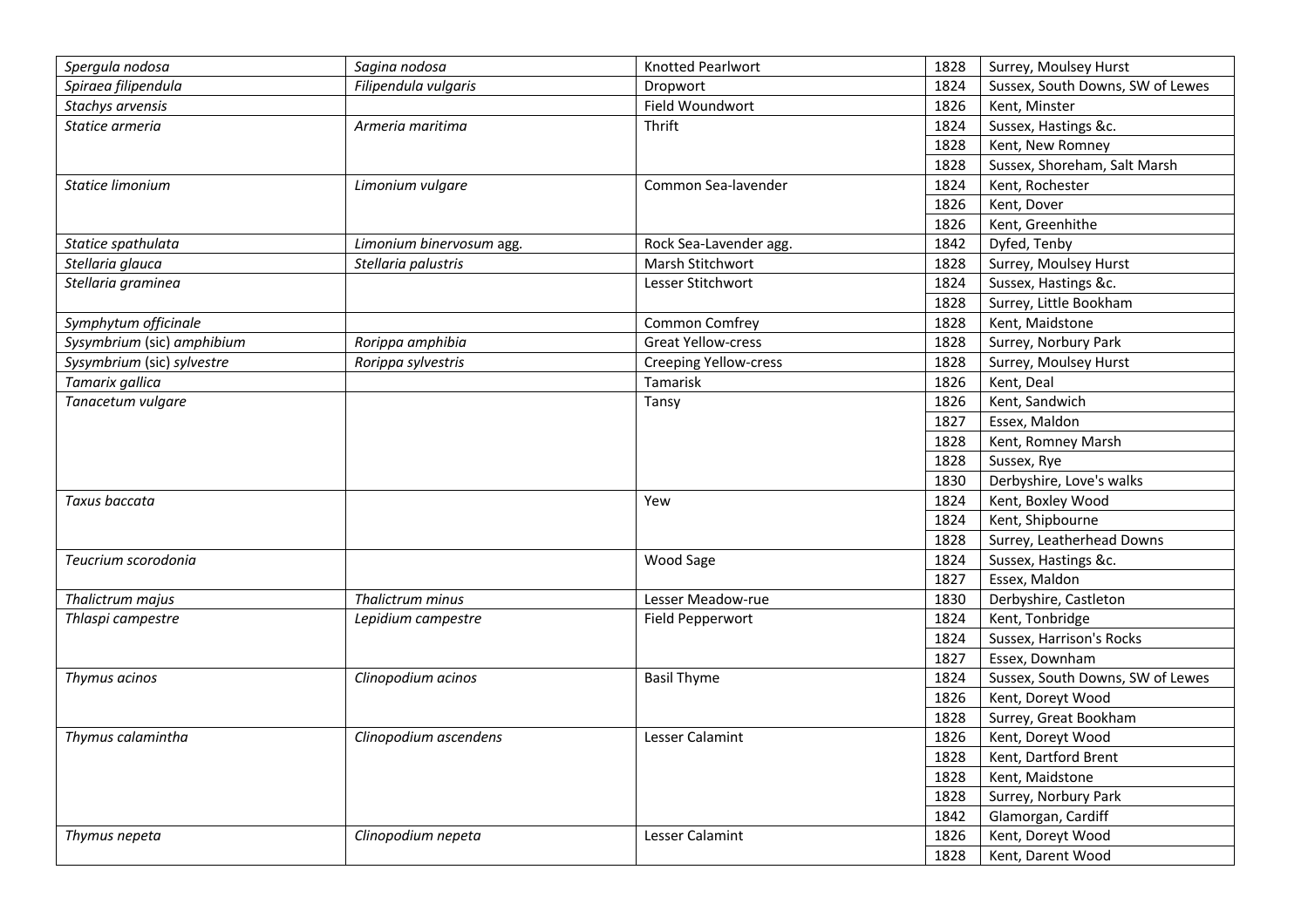| | | | | |
|---|---|---|---|---|
| *Spergula nodosa* | *Sagina nodosa* | Knotted Pearlwort | 1828 | Surrey, Moulsey Hurst |
| *Spiraea filipendula* | *Filipendula vulgaris* | Dropwort | 1824 | Sussex, South Downs, SW of Lewes |
| *Stachys arvensis* | | Field Woundwort | 1826 | Kent, Minster |
| *Statice armeria* | *Armeria maritima* | Thrift | 1824 | Sussex, Hastings &c. |
| | | | 1828 | Kent, New Romney |
| | | | 1828 | Sussex, Shoreham, Salt Marsh |
| *Statice limonium* | *Limonium vulgare* | Common Sea-lavender | 1824 | Kent, Rochester |
| | | | 1826 | Kent, Dover |
| | | | 1826 | Kent, Greenhithe |
| *Statice spathulata* | *Limonium binervosum* agg. | Rock Sea-Lavender agg. | 1842 | Dyfed, Tenby |
| *Stellaria glauca* | *Stellaria palustris* | Marsh Stitchwort | 1828 | Surrey, Moulsey Hurst |
| *Stellaria graminea* | | Lesser Stitchwort | 1824 | Sussex, Hastings &c. |
| | | | 1828 | Surrey, Little Bookham |
| *Symphytum officinale* | | Common Comfrey | 1828 | Kent, Maidstone |
| *Sysymbrium* (sic) *amphibium* | *Rorippa amphibia* | Great Yellow-cress | 1828 | Surrey, Norbury Park |
| *Sysymbrium* (sic) *sylvestre* | *Rorippa sylvestris* | Creeping Yellow-cress | 1828 | Surrey, Moulsey Hurst |
| *Tamarix gallica* | | Tamarisk | 1826 | Kent, Deal |
| *Tanacetum vulgare* | | Tansy | 1826 | Kent, Sandwich |
| | | | 1827 | Essex, Maldon |
| | | | 1828 | Kent, Romney Marsh |
| | | | 1828 | Sussex, Rye |
| | | | 1830 | Derbyshire, Love's walks |
| *Taxus baccata* | | Yew | 1824 | Kent, Boxley Wood |
| | | | 1824 | Kent, Shipbourne |
| | | | 1828 | Surrey, Leatherhead Downs |
| *Teucrium scorodonia* | | Wood Sage | 1824 | Sussex, Hastings &c. |
| | | | 1827 | Essex, Maldon |
| *Thalictrum majus* | *Thalictrum minus* | Lesser Meadow-rue | 1830 | Derbyshire, Castleton |
| *Thlaspi campestre* | *Lepidium campestre* | Field Pepperwort | 1824 | Kent, Tonbridge |
| | | | 1824 | Sussex, Harrison's Rocks |
| | | | 1827 | Essex, Downham |
| *Thymus acinos* | *Clinopodium acinos* | Basil Thyme | 1824 | Sussex, South Downs, SW of Lewes |
| | | | 1826 | Kent, Doreyt Wood |
| | | | 1828 | Surrey, Great Bookham |
| *Thymus calamintha* | *Clinopodium ascendens* | Lesser Calamint | 1826 | Kent, Doreyt Wood |
| | | | 1828 | Kent, Dartford Brent |
| | | | 1828 | Kent, Maidstone |
| | | | 1828 | Surrey, Norbury Park |
| | | | 1842 | Glamorgan, Cardiff |
| *Thymus nepeta* | *Clinopodium nepeta* | Lesser Calamint | 1826 | Kent, Doreyt Wood |
| | | | 1828 | Kent, Darent Wood |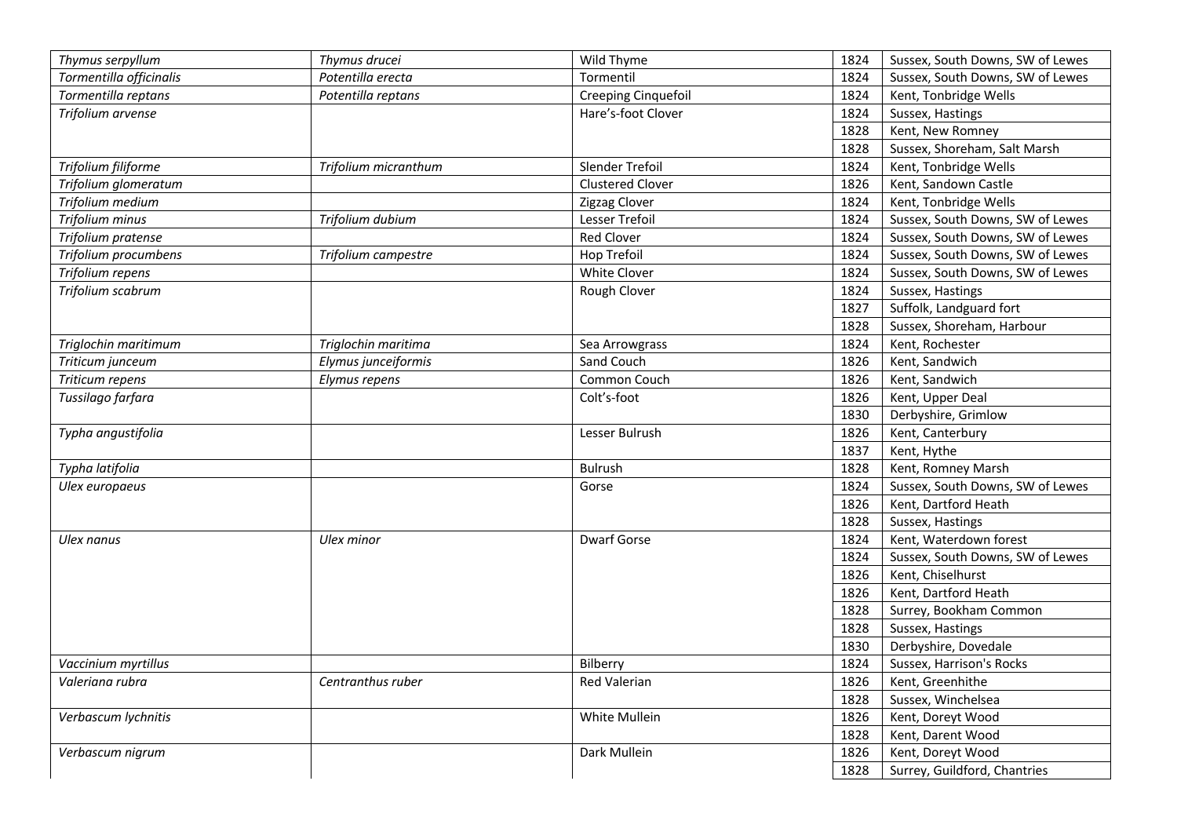| | | | | |
|---|---|---|---|---|
| *Thymus serpyllum* | *Thymus drucei* | Wild Thyme | 1824 | Sussex, South Downs, SW of Lewes |
| *Tormentilla officinalis* | *Potentilla erecta* | Tormentil | 1824 | Sussex, South Downs, SW of Lewes |
| *Tormentilla reptans* | *Potentilla reptans* | Creeping Cinquefoil | 1824 | Kent, Tonbridge Wells |
| *Trifolium arvense* | | Hare's-foot Clover | 1824 | Sussex, Hastings |
| | | | 1828 | Kent, New Romney |
| | | | 1828 | Sussex, Shoreham, Salt Marsh |
| *Trifolium filiforme* | *Trifolium micranthum* | Slender Trefoil | 1824 | Kent, Tonbridge Wells |
| *Trifolium glomeratum* | | Clustered Clover | 1826 | Kent, Sandown Castle |
| *Trifolium medium* | | Zigzag Clover | 1824 | Kent, Tonbridge Wells |
| *Trifolium minus* | *Trifolium dubium* | Lesser Trefoil | 1824 | Sussex, South Downs, SW of Lewes |
| *Trifolium pratense* | | Red Clover | 1824 | Sussex, South Downs, SW of Lewes |
| *Trifolium procumbens* | *Trifolium campestre* | Hop Trefoil | 1824 | Sussex, South Downs, SW of Lewes |
| *Trifolium repens* | | White Clover | 1824 | Sussex, South Downs, SW of Lewes |
| *Trifolium scabrum* | | Rough Clover | 1824 | Sussex, Hastings |
| | | | 1827 | Suffolk, Landguard fort |
| | | | 1828 | Sussex, Shoreham, Harbour |
| *Triglochin maritimum* | *Triglochin maritima* | Sea Arrowgrass | 1824 | Kent, Rochester |
| *Triticum junceum* | *Elymus junceiformis* | Sand Couch | 1826 | Kent, Sandwich |
| *Triticum repens* | *Elymus repens* | Common Couch | 1826 | Kent, Sandwich |
| *Tussilago farfara* | | Colt's-foot | 1826 | Kent, Upper Deal |
| | | | 1830 | Derbyshire, Grimlow |
| *Typha angustifolia* | | Lesser Bulrush | 1826 | Kent, Canterbury |
| | | | 1837 | Kent, Hythe |
| *Typha latifolia* | | Bulrush | 1828 | Kent, Romney Marsh |
| *Ulex europaeus* | | Gorse | 1824 | Sussex, South Downs, SW of Lewes |
| | | | 1826 | Kent, Dartford Heath |
| | | | 1828 | Sussex, Hastings |
| *Ulex nanus* | *Ulex minor* | Dwarf Gorse | 1824 | Kent, Waterdown forest |
| | | | 1824 | Sussex, South Downs, SW of Lewes |
| | | | 1826 | Kent, Chiselhurst |
| | | | 1826 | Kent, Dartford Heath |
| | | | 1828 | Surrey, Bookham Common |
| | | | 1828 | Sussex, Hastings |
| | | | 1830 | Derbyshire, Dovedale |
| *Vaccinium myrtillus* | | Bilberry | 1824 | Sussex, Harrison's Rocks |
| *Valeriana rubra* | *Centranthus ruber* | Red Valerian | 1826 | Kent, Greenhithe |
| | | | 1828 | Sussex, Winchelsea |
| *Verbascum lychnitis* | | White Mullein | 1826 | Kent, Doreyt Wood |
| | | | 1828 | Kent, Darent Wood |
| *Verbascum nigrum* | | Dark Mullein | 1826 | Kent, Doreyt Wood |
| | | | 1828 | Surrey, Guildford, Chantries |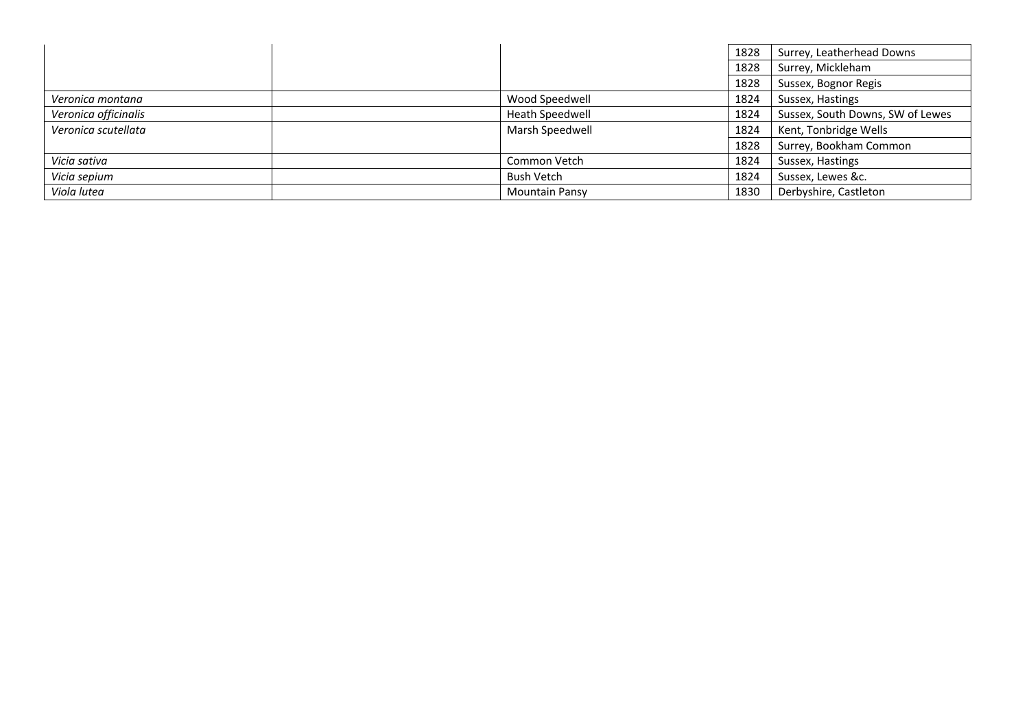| | | | | |
|---|---|---|---|---|
| | | | 1828 | Surrey, Leatherhead Downs |
| | | | 1828 | Surrey, Mickleham |
| | | | 1828 | Sussex, Bognor Regis |
| *Veronica montana* | | Wood Speedwell | 1824 | Sussex, Hastings |
| *Veronica officinalis* | | Heath Speedwell | 1824 | Sussex, South Downs, SW of Lewes |
| *Veronica scutellata* | | Marsh Speedwell | 1824 | Kent, Tonbridge Wells |
| | | | 1828 | Surrey, Bookham Common |
| *Vicia sativa* | | Common Vetch | 1824 | Sussex, Hastings |
| *Vicia sepium* | | Bush Vetch | 1824 | Sussex, Lewes &c. |
| *Viola lutea* | | Mountain Pansy | 1830 | Derbyshire, Castleton |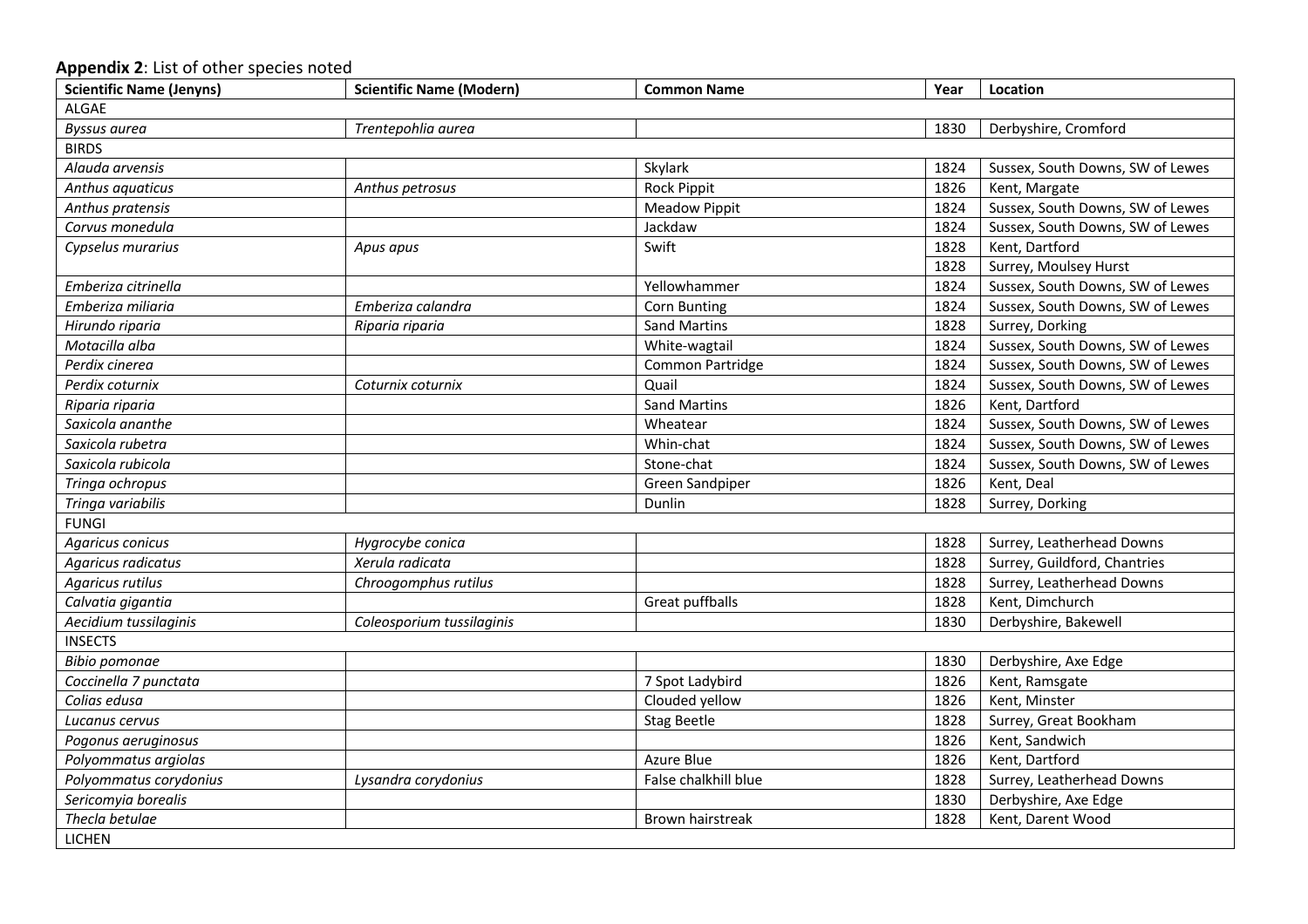**Appendix 2**: List of other species noted

| Scientific Name (Jenyns) | Scientific Name (Modern) | Common Name | Year | Location |
|---|---|---|---|---|
| ALGAE | | | | |
| *Byssus aurea* | *Trentepohlia aurea* | | 1830 | Derbyshire, Cromford |
| BIRDS | | | | |
| *Alauda arvensis* | | Skylark | 1824 | Sussex, South Downs, SW of Lewes |
| *Anthus aquaticus* | *Anthus petrosus* | Rock Pippit | 1826 | Kent, Margate |
| *Anthus pratensis* | | Meadow Pippit | 1824 | Sussex, South Downs, SW of Lewes |
| *Corvus monedula* | | Jackdaw | 1824 | Sussex, South Downs, SW of Lewes |
| *Cypselus murarius* | *Apus apus* | Swift | 1828 | Kent, Dartford |
| | | | 1828 | Surrey, Moulsey Hurst |
| *Emberiza citrinella* | | Yellowhammer | 1824 | Sussex, South Downs, SW of Lewes |
| *Emberiza miliaria* | *Emberiza calandra* | Corn Bunting | 1824 | Sussex, South Downs, SW of Lewes |
| *Hirundo riparia* | *Riparia riparia* | Sand Martins | 1828 | Surrey, Dorking |
| *Motacilla alba* | | White-wagtail | 1824 | Sussex, South Downs, SW of Lewes |
| *Perdix cinerea* | | Common Partridge | 1824 | Sussex, South Downs, SW of Lewes |
| *Perdix coturnix* | *Coturnix coturnix* | Quail | 1824 | Sussex, South Downs, SW of Lewes |
| *Riparia riparia* | | Sand Martins | 1826 | Kent, Dartford |
| *Saxicola ananthe* | | Wheatear | 1824 | Sussex, South Downs, SW of Lewes |
| *Saxicola rubetra* | | Whin-chat | 1824 | Sussex, South Downs, SW of Lewes |
| *Saxicola rubicola* | | Stone-chat | 1824 | Sussex, South Downs, SW of Lewes |
| *Tringa ochropus* | | Green Sandpiper | 1826 | Kent, Deal |
| *Tringa variabilis* | | Dunlin | 1828 | Surrey, Dorking |
| FUNGI | | | | |
| *Agaricus conicus* | *Hygrocybe conica* | | 1828 | Surrey, Leatherhead Downs |
| *Agaricus radicatus* | *Xerula radicata* | | 1828 | Surrey, Guildford, Chantries |
| *Agaricus rutilus* | *Chroogomphus rutilus* | | 1828 | Surrey, Leatherhead Downs |
| *Calvatia gigantia* | | Great puffballs | 1828 | Kent, Dimchurch |
| *Aecidium tussilaginis* | *Coleosporium tussilaginis* | | 1830 | Derbyshire, Bakewell |
| INSECTS | | | | |
| *Bibio pomonae* | | | 1830 | Derbyshire, Axe Edge |
| *Coccinella 7 punctata* | | 7 Spot Ladybird | 1826 | Kent, Ramsgate |
| *Colias edusa* | | Clouded yellow | 1826 | Kent, Minster |
| *Lucanus cervus* | | Stag Beetle | 1828 | Surrey, Great Bookham |
| *Pogonus aeruginosus* | | | 1826 | Kent, Sandwich |
| *Polyommatus argiolas* | | Azure Blue | 1826 | Kent, Dartford |
| *Polyommatus corydonius* | *Lysandra corydonius* | False chalkhill blue | 1828 | Surrey, Leatherhead Downs |
| *Sericomyia borealis* | | | 1830 | Derbyshire, Axe Edge |
| *Thecla betulae* | | Brown hairstreak | 1828 | Kent, Darent Wood |
| LICHEN | | | | |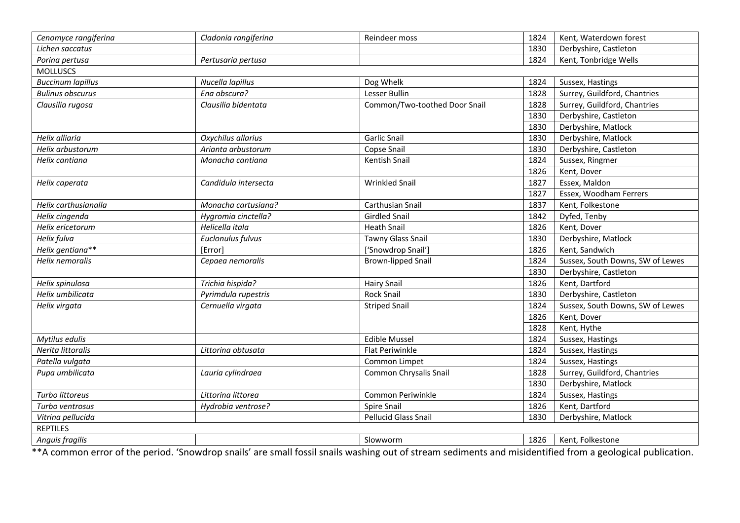| | | | | |
|---|---|---|---|---|
| *Cenomyce rangiferina* | *Cladonia rangiferina* | Reindeer moss | 1824 | Kent, Waterdown forest |
| *Lichen saccatus* | | | 1830 | Derbyshire, Castleton |
| *Porina pertusa* | *Pertusaria pertusa* | | 1824 | Kent, Tonbridge Wells |
| MOLLUSCS | | | | |
| *Buccinum lapillus* | *Nucella lapillus* | Dog Whelk | 1824 | Sussex, Hastings |
| *Bulinus obscurus* | *Ena obscura?* | Lesser Bullin | 1828 | Surrey, Guildford, Chantries |
| *Clausilia rugosa* | *Clausilia bidentata* | Common/Two-toothed Door Snail | 1828 | Surrey, Guildford, Chantries |
| | | | 1830 | Derbyshire, Castleton |
| | | | 1830 | Derbyshire, Matlock |
| *Helix alliaria* | *Oxychilus allarius* | Garlic Snail | 1830 | Derbyshire, Matlock |
| *Helix arbustorum* | *Arianta arbustorum* | Copse Snail | 1830 | Derbyshire, Castleton |
| *Helix cantiana* | *Monacha cantiana* | Kentish Snail | 1824 | Sussex, Ringmer |
| | | | 1826 | Kent, Dover |
| *Helix caperata* | *Candidula intersecta* | Wrinkled Snail | 1827 | Essex, Maldon |
| | | | 1827 | Essex, Woodham Ferrers |
| *Helix carthusianalla* | *Monacha cartusiana?* | Carthusian Snail | 1837 | Kent, Folkestone |
| *Helix cingenda* | *Hygromia cinctella?* | Girdled Snail | 1842 | Dyfed, Tenby |
| *Helix ericetorum* | *Helicella itala* | Heath Snail | 1826 | Kent, Dover |
| *Helix fulva* | *Euclonulus fulvus* | Tawny Glass Snail | 1830 | Derbyshire, Matlock |
| *Helix gentiana*** | [Error] | ['Snowdrop Snail'] | 1826 | Kent, Sandwich |
| *Helix nemoralis* | *Cepaea nemoralis* | Brown-lipped Snail | 1824 | Sussex, South Downs, SW of Lewes |
| | | | 1830 | Derbyshire, Castleton |
| *Helix spinulosa* | *Trichia hispida?* | Hairy Snail | 1826 | Kent, Dartford |
| *Helix umbilicata* | *Pyrimdula rupestris* | Rock Snail | 1830 | Derbyshire, Castleton |
| *Helix virgata* | *Cernuella virgata* | Striped Snail | 1824 | Sussex, South Downs, SW of Lewes |
| | | | 1826 | Kent, Dover |
| | | | 1828 | Kent, Hythe |
| *Mytilus edulis* | | Edible Mussel | 1824 | Sussex, Hastings |
| *Nerita littoralis* | *Littorina obtusata* | Flat Periwinkle | 1824 | Sussex, Hastings |
| *Patella vulgata* | | Common Limpet | 1824 | Sussex, Hastings |
| *Pupa umbilicata* | *Lauria cylindraea* | Common Chrysalis Snail | 1828 | Surrey, Guildford, Chantries |
| | | | 1830 | Derbyshire, Matlock |
| *Turbo littoreus* | *Littorina littorea* | Common Periwinkle | 1824 | Sussex, Hastings |
| *Turbo ventrosus* | *Hydrobia ventrose?* | Spire Snail | 1826 | Kent, Dartford |
| *Vitrina pellucida* | | Pellucid Glass Snail | 1830 | Derbyshire, Matlock |
| REPTILES | | | | |
| *Anguis fragilis* | | Slowworm | 1826 | Kent, Folkestone |

**A common error of the period. 'Snowdrop snails' are small fossil snails washing out of stream sediments and misidentified from a geological publication.